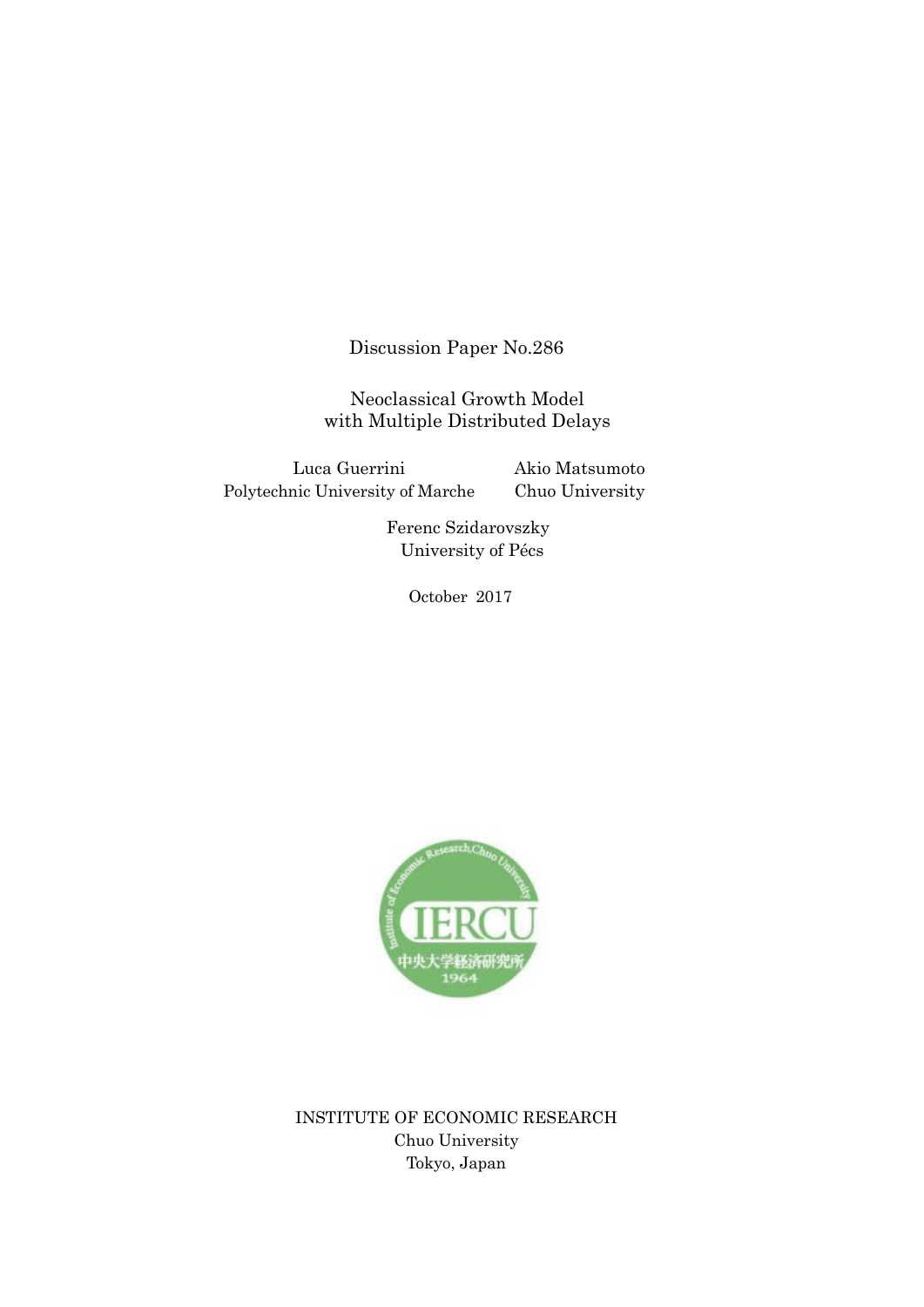Discussion Paper No.286

# Neoclassical Growth Model with Multiple Distributed Delays

Luca Guerrini
Polytechnic University of Marche

Akio Matsumoto
Chuo University

Ferenc Szidarovszky
University of Pécs

October 2017

INSTITUTE OF ECONOMIC RESEARCH
Chuo University
Tokyo, Japan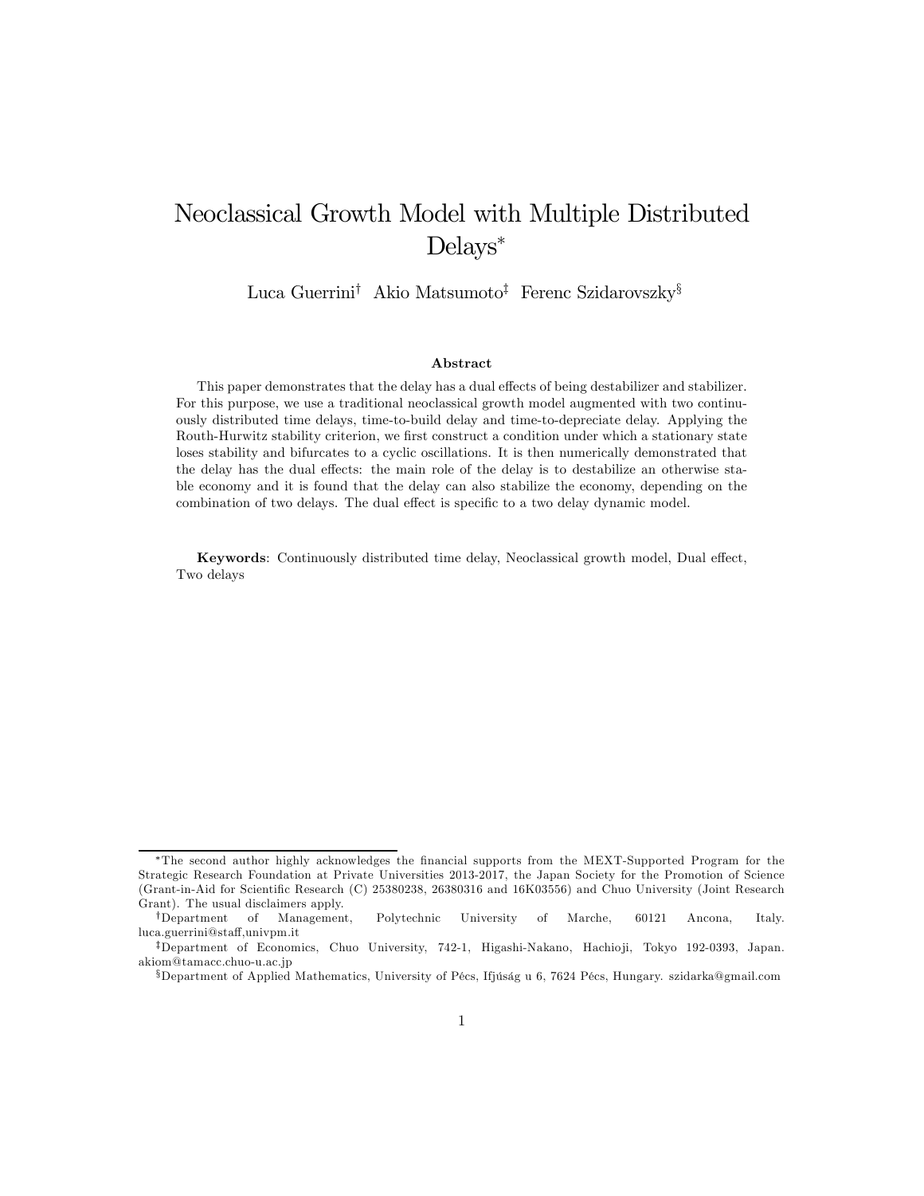# Neoclassical Growth Model with Multiple Distributed Delays*

Luca Guerrini[†] Akio Matsumoto[‡] Ferenc Szidarovszky[§]

### Abstract

This paper demonstrates that the delay has a dual effects of being destabilizer and stabilizer. For this purpose, we use a traditional neoclassical growth model augmented with two continuously distributed time delays, time-to-build delay and time-to-depreciate delay. Applying the Routh-Hurwitz stability criterion, we first construct a condition under which a stationary state loses stability and bifurcates to a cyclic oscillations. It is then numerically demonstrated that the delay has the dual effects: the main role of the delay is to destabilize an otherwise stable economy and it is found that the delay can also stabilize the economy, depending on the combination of two delays. The dual effect is specific to a two delay dynamic model.

**Keywords**: Continuously distributed time delay, Neoclassical growth model, Dual effect, Two delays

---

*The second author highly acknowledges the financial supports from the MEXT-Supported Program for the Strategic Research Foundation at Private Universities 2013-2017, the Japan Society for the Promotion of Science (Grant-in-Aid for Scientific Research (C) 25380238, 26380316 and 16K03556) and Chuo University (Joint Research Grant). The usual disclaimers apply.

†Department of Management, Polytechnic University of Marche, 60121 Ancona, Italy. luca.guerrini@staff,univpm.it

‡Department of Economics, Chuo University, 742-1, Higashi-Nakano, Hachioji, Tokyo 192-0393, Japan. akiom@tamacc.chuo-u.ac.jp

§Department of Applied Mathematics, University of Pécs, Ifjúság u 6, 7624 Pécs, Hungary. szidarka@gmail.com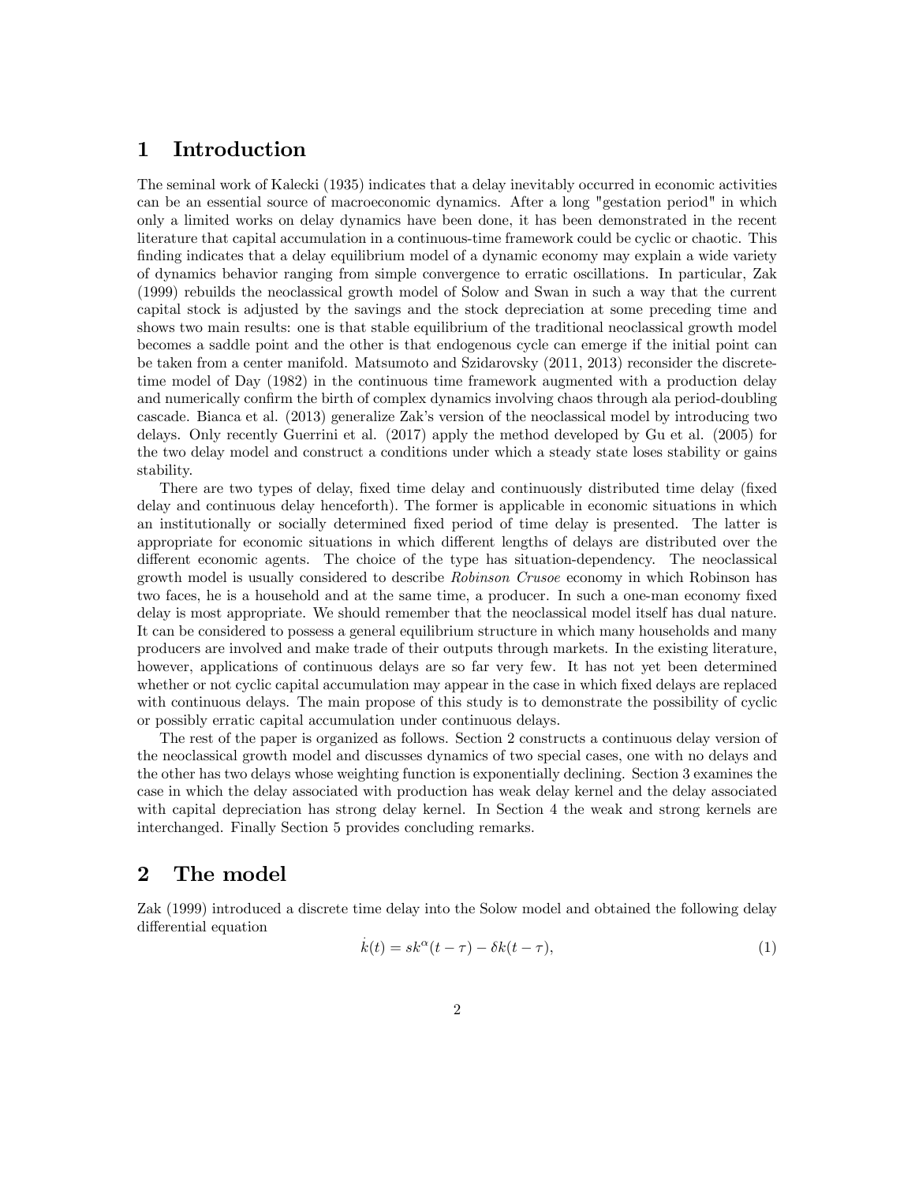# 1 Introduction

The seminal work of Kalecki (1935) indicates that a delay inevitably occurred in economic activities can be an essential source of macroeconomic dynamics. After a long "gestation period" in which only a limited works on delay dynamics have been done, it has been demonstrated in the recent literature that capital accumulation in a continuous-time framework could be cyclic or chaotic. This finding indicates that a delay equilibrium model of a dynamic economy may explain a wide variety of dynamics behavior ranging from simple convergence to erratic oscillations. In particular, Zak (1999) rebuilds the neoclassical growth model of Solow and Swan in such a way that the current capital stock is adjusted by the savings and the stock depreciation at some preceding time and shows two main results: one is that stable equilibrium of the traditional neoclassical growth model becomes a saddle point and the other is that endogenous cycle can emerge if the initial point can be taken from a center manifold. Matsumoto and Szidarovsky (2011, 2013) reconsider the discrete-time model of Day (1982) in the continuous time framework augmented with a production delay and numerically confirm the birth of complex dynamics involving chaos through ala period-doubling cascade. Bianca et al. (2013) generalize Zak's version of the neoclassical model by introducing two delays. Only recently Guerrini et al. (2017) apply the method developed by Gu et al. (2005) for the two delay model and construct a conditions under which a steady state loses stability or gains stability.

There are two types of delay, fixed time delay and continuously distributed time delay (fixed delay and continuous delay henceforth). The former is applicable in economic situations in which an institutionally or socially determined fixed period of time delay is presented. The latter is appropriate for economic situations in which different lengths of delays are distributed over the different economic agents. The choice of the type has situation-dependency. The neoclassical growth model is usually considered to describe *Robinson Crusoe* economy in which Robinson has two faces, he is a household and at the same time, a producer. In such a one-man economy fixed delay is most appropriate. We should remember that the neoclassical model itself has dual nature. It can be considered to possess a general equilibrium structure in which many households and many producers are involved and make trade of their outputs through markets. In the existing literature, however, applications of continuous delays are so far very few. It has not yet been determined whether or not cyclic capital accumulation may appear in the case in which fixed delays are replaced with continuous delays. The main propose of this study is to demonstrate the possibility of cyclic or possibly erratic capital accumulation under continuous delays.

The rest of the paper is organized as follows. Section 2 constructs a continuous delay version of the neoclassical growth model and discusses dynamics of two special cases, one with no delays and the other has two delays whose weighting function is exponentially declining. Section 3 examines the case in which the delay associated with production has weak delay kernel and the delay associated with capital depreciation has strong delay kernel. In Section 4 the weak and strong kernels are interchanged. Finally Section 5 provides concluding remarks.

# 2 The model

Zak (1999) introduced a discrete time delay into the Solow model and obtained the following delay differential equation

$$\dot{k}(t) = sk^{\alpha}(t-\tau) - \delta k(t-\tau), \tag{1}$$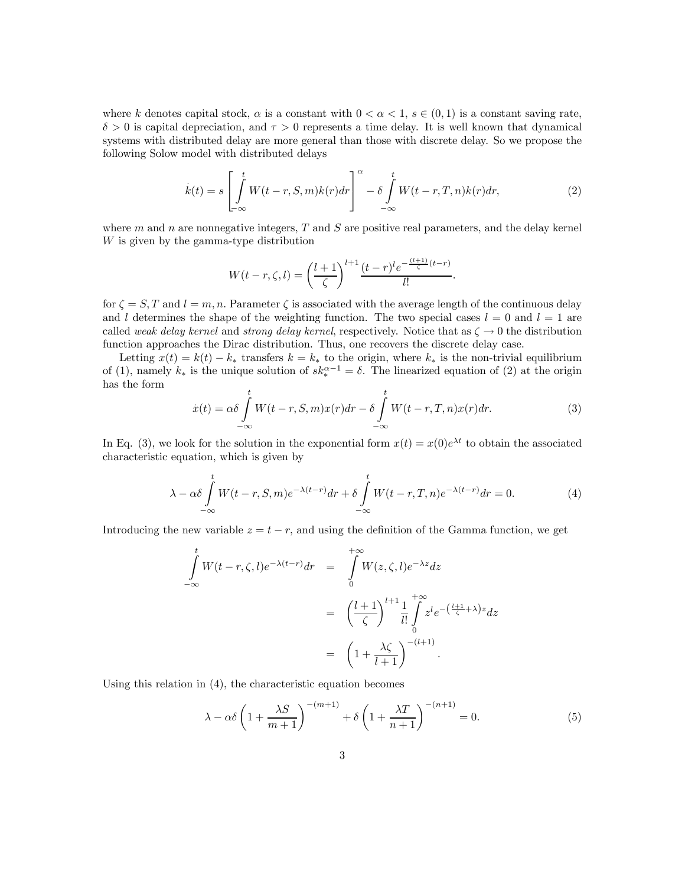where $k$ denotes capital stock, $\alpha$ is a constant with $0 < \alpha < 1$, $s \in (0, 1)$ is a constant saving rate, $\delta > 0$ is capital depreciation, and $\tau > 0$ represents a time delay. It is well known that dynamical systems with distributed delay are more general than those with discrete delay. So we propose the following Solow model with distributed delays

$$\dot{k}(t) = s\left[\int_{-\infty}^{t} W(t-r, S, m)k(r)dr\right]^{\alpha} - \delta \int_{-\infty}^{t} W(t-r, T, n)k(r)dr, \tag{2}$$

where $m$ and $n$ are nonnegative integers, $T$ and $S$ are positive real parameters, and the delay kernel $W$ is given by the gamma-type distribution

$$W(t-r, \zeta, l) = \left(\frac{l+1}{\zeta}\right)^{l+1} \frac{(t-r)^l e^{-\frac{(l+1)}{\zeta}(t-r)}}{l!}.$$

for $\zeta = S, T$ and $l = m, n$. Parameter $\zeta$ is associated with the average length of the continuous delay and $l$ determines the shape of the weighting function. The two special cases $l = 0$ and $l = 1$ are called *weak delay kernel* and *strong delay kernel*, respectively. Notice that as $\zeta \to 0$ the distribution function approaches the Dirac distribution. Thus, one recovers the discrete delay case.

Letting $x(t) = k(t) - k_*$ transfers $k = k_*$ to the origin, where $k_*$ is the non-trivial equilibrium of (1), namely $k_*$ is the unique solution of $sk_*^{\alpha-1} = \delta$. The linearized equation of (2) at the origin has the form

$$\dot{x}(t) = \alpha\delta \int_{-\infty}^{t} W(t-r, S, m)x(r)dr - \delta \int_{-\infty}^{t} W(t-r, T, n)x(r)dr. \tag{3}$$

In Eq. (3), we look for the solution in the exponential form $x(t) = x(0)e^{\lambda t}$ to obtain the associated characteristic equation, which is given by

$$\lambda - \alpha\delta \int_{-\infty}^{t} W(t-r, S, m)e^{-\lambda(t-r)}dr + \delta \int_{-\infty}^{t} W(t-r, T, n)e^{-\lambda(t-r)}dr = 0. \tag{4}$$

Introducing the new variable $z = t - r$, and using the definition of the Gamma function, we get

$$\begin{aligned}
\int_{-\infty}^{t} W(t-r, \zeta, l)e^{-\lambda(t-r)}dr &= \int_{0}^{+\infty} W(z, \zeta, l)e^{-\lambda z}dz \\
&= \left(\frac{l+1}{\zeta}\right)^{l+1} \frac{1}{l!} \int_{0}^{+\infty} z^l e^{-\left(\frac{l+1}{\zeta}+\lambda\right)z}dz \\
&= \left(1 + \frac{\lambda\zeta}{l+1}\right)^{-(l+1)}.
\end{aligned}$$

Using this relation in (4), the characteristic equation becomes

$$\lambda - \alpha\delta\left(1 + \frac{\lambda S}{m+1}\right)^{-(m+1)} + \delta\left(1 + \frac{\lambda T}{n+1}\right)^{-(n+1)} = 0. \tag{5}$$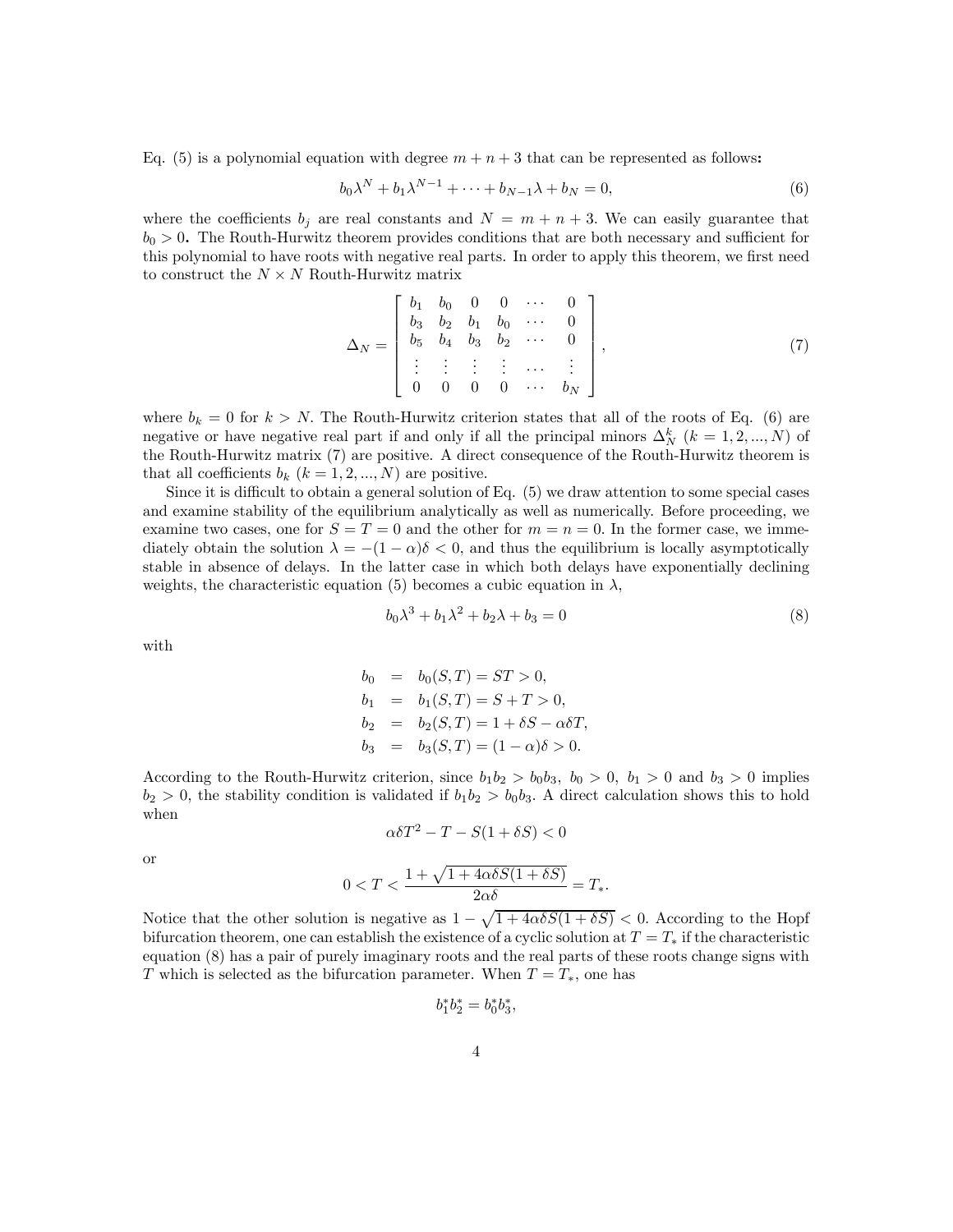Eq. (5) is a polynomial equation with degree $m+n+3$ that can be represented as follows**:**

$$b_0\lambda^N + b_1\lambda^{N-1} + \cdots + b_{N-1}\lambda + b_N = 0, \tag{6}$$

where the coefficients $b_j$ are real constants and $N = m+n+3$. We can easily guarantee that $b_0 > 0$**.** The Routh-Hurwitz theorem provides conditions that are both necessary and sufficient for this polynomial to have roots with negative real parts. In order to apply this theorem, we first need to construct the $N \times N$ Routh-Hurwitz matrix

$$\Delta_N = \begin{bmatrix} b_1 & b_0 & 0 & 0 & \cdots & 0 \\ b_3 & b_2 & b_1 & b_0 & \cdots & 0 \\ b_5 & b_4 & b_3 & b_2 & \cdots & 0 \\ \vdots & \vdots & \vdots & \vdots & \ldots & \vdots \\ 0 & 0 & 0 & 0 & \cdots & b_N \end{bmatrix}, \tag{7}$$

where $b_k = 0$ for $k > N$. The Routh-Hurwitz criterion states that all of the roots of Eq. (6) are negative or have negative real part if and only if all the principal minors $\Delta_N^k$ $(k = 1, 2, ..., N)$ of the Routh-Hurwitz matrix (7) are positive. A direct consequence of the Routh-Hurwitz theorem is that all coefficients $b_k$ $(k = 1, 2, ..., N)$ are positive.

Since it is difficult to obtain a general solution of Eq. (5) we draw attention to some special cases and examine stability of the equilibrium analytically as well as numerically. Before proceeding, we examine two cases, one for $S = T = 0$ and the other for $m = n = 0$. In the former case, we immediately obtain the solution $\lambda = -(1-\alpha)\delta < 0$, and thus the equilibrium is locally asymptotically stable in absence of delays. In the latter case in which both delays have exponentially declining weights, the characteristic equation (5) becomes a cubic equation in $\lambda$,

$$b_0\lambda^3 + b_1\lambda^2 + b_2\lambda + b_3 = 0 \tag{8}$$

with

$$\begin{aligned} b_0 &= b_0(S,T) = ST > 0, \\ b_1 &= b_1(S,T) = S + T > 0, \\ b_2 &= b_2(S,T) = 1 + \delta S - \alpha\delta T, \\ b_3 &= b_3(S,T) = (1-\alpha)\delta > 0. \end{aligned}$$

According to the Routh-Hurwitz criterion, since $b_1b_2 > b_0b_3$, $b_0 > 0$, $b_1 > 0$ and $b_3 > 0$ implies $b_2 > 0$, the stability condition is validated if $b_1b_2 > b_0b_3$. A direct calculation shows this to hold when

$$\alpha\delta T^2 - T - S(1+\delta S) < 0$$

or

$$0 < T < \frac{1 + \sqrt{1 + 4\alpha\delta S(1+\delta S)}}{2\alpha\delta} = T_*.$$

Notice that the other solution is negative as $1 - \sqrt{1 + 4\alpha\delta S(1+\delta S)} < 0$. According to the Hopf bifurcation theorem, one can establish the existence of a cyclic solution at $T = T_*$ if the characteristic equation (8) has a pair of purely imaginary roots and the real parts of these roots change signs with $T$ which is selected as the bifurcation parameter. When $T = T_*$, one has

$$b_1^*b_2^* = b_0^*b_3^*,$$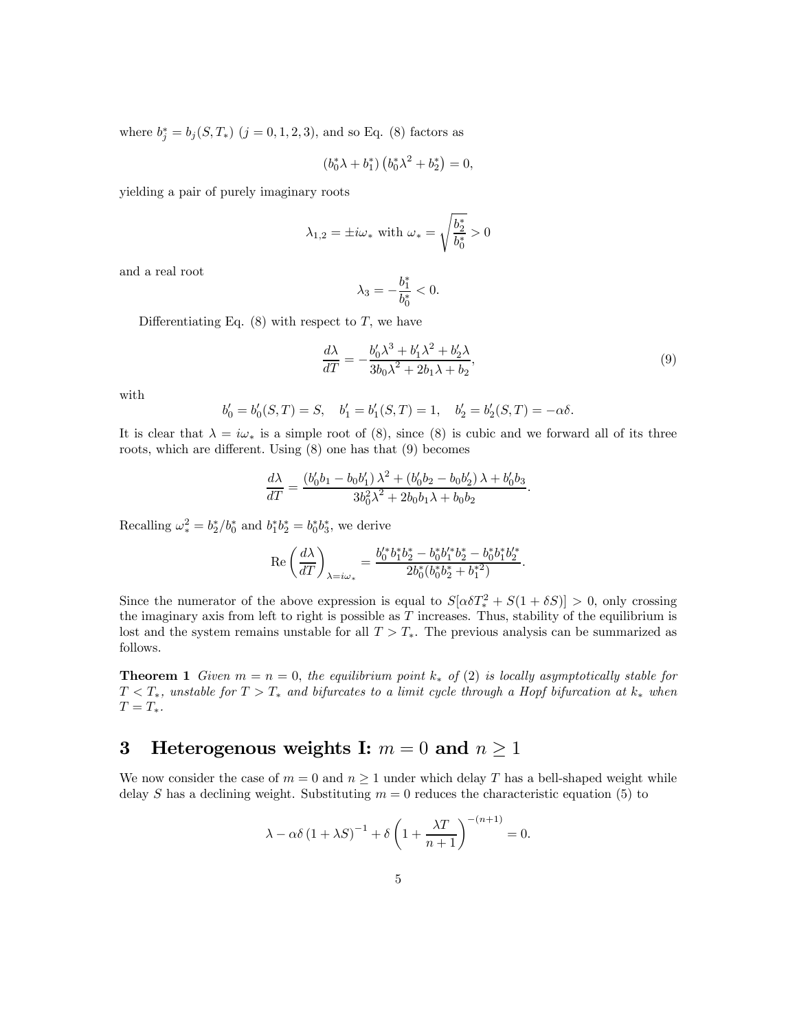where $b_j^* = b_j(S, T_*)$ $(j = 0, 1, 2, 3)$, and so Eq. (8) factors as

$$\left(b_0^* \lambda + b_1^*\right)\left(b_0^* \lambda^2 + b_2^*\right) = 0,$$

yielding a pair of purely imaginary roots

$$\lambda_{1,2} = \pm i\omega_* \text{ with } \omega_* = \sqrt{\frac{b_2^*}{b_0^*}} > 0$$

and a real root

$$\lambda_3 = -\frac{b_1^*}{b_0^*} < 0.$$

Differentiating Eq. (8) with respect to $T$, we have

$$\frac{d\lambda}{dT} = -\frac{b_0'\lambda^3 + b_1'\lambda^2 + b_2'\lambda}{3b_0\lambda^2 + 2b_1\lambda + b_2}, \tag{9}$$

with

$$b_0' = b_0'(S, T) = S, \quad b_1' = b_1'(S, T) = 1, \quad b_2' = b_2'(S, T) = -\alpha\delta.$$

It is clear that $\lambda = i\omega_*$ is a simple root of (8), since (8) is cubic and we forward all of its three roots, which are different. Using (8) one has that (9) becomes

$$\frac{d\lambda}{dT} = \frac{\left(b_0' b_1 - b_0 b_1'\right)\lambda^2 + \left(b_0' b_2 - b_0 b_2'\right)\lambda + b_0' b_3}{3b_0^2\lambda^2 + 2b_0 b_1 \lambda + b_0 b_2}.$$

Recalling $\omega_*^2 = b_2^*/b_0^*$ and $b_1^* b_2^* = b_0^* b_3^*$, we derive

$$\operatorname{Re}\left(\frac{d\lambda}{dT}\right)_{\lambda = i\omega_*} = \frac{b_0'^* b_1^* b_2^* - b_0^* b_1'^* b_2^* - b_0^* b_1^* b_2'^*}{2b_0^*(b_0^* b_2^* + b_1^{*2})}.$$

Since the numerator of the above expression is equal to $S[\alpha\delta T_*^2 + S(1 + \delta S)] > 0$, only crossing the imaginary axis from left to right is possible as $T$ increases. Thus, stability of the equilibrium is lost and the system remains unstable for all $T > T_*$. The previous analysis can be summarized as follows.

**Theorem 1** *Given $m = n = 0$, the equilibrium point $k_*$ of (2) is locally asymptotically stable for $T < T_*$, unstable for $T > T_*$ and bifurcates to a limit cycle through a Hopf bifurcation at $k_*$ when $T = T_*$.*

# 3 Heterogenous weights I: $m = 0$ and $n \geq 1$

We now consider the case of $m = 0$ and $n \geq 1$ under which delay $T$ has a bell-shaped weight while delay $S$ has a declining weight. Substituting $m = 0$ reduces the characteristic equation (5) to

$$\lambda - \alpha\delta\left(1 + \lambda S\right)^{-1} + \delta\left(1 + \frac{\lambda T}{n+1}\right)^{-(n+1)} = 0.$$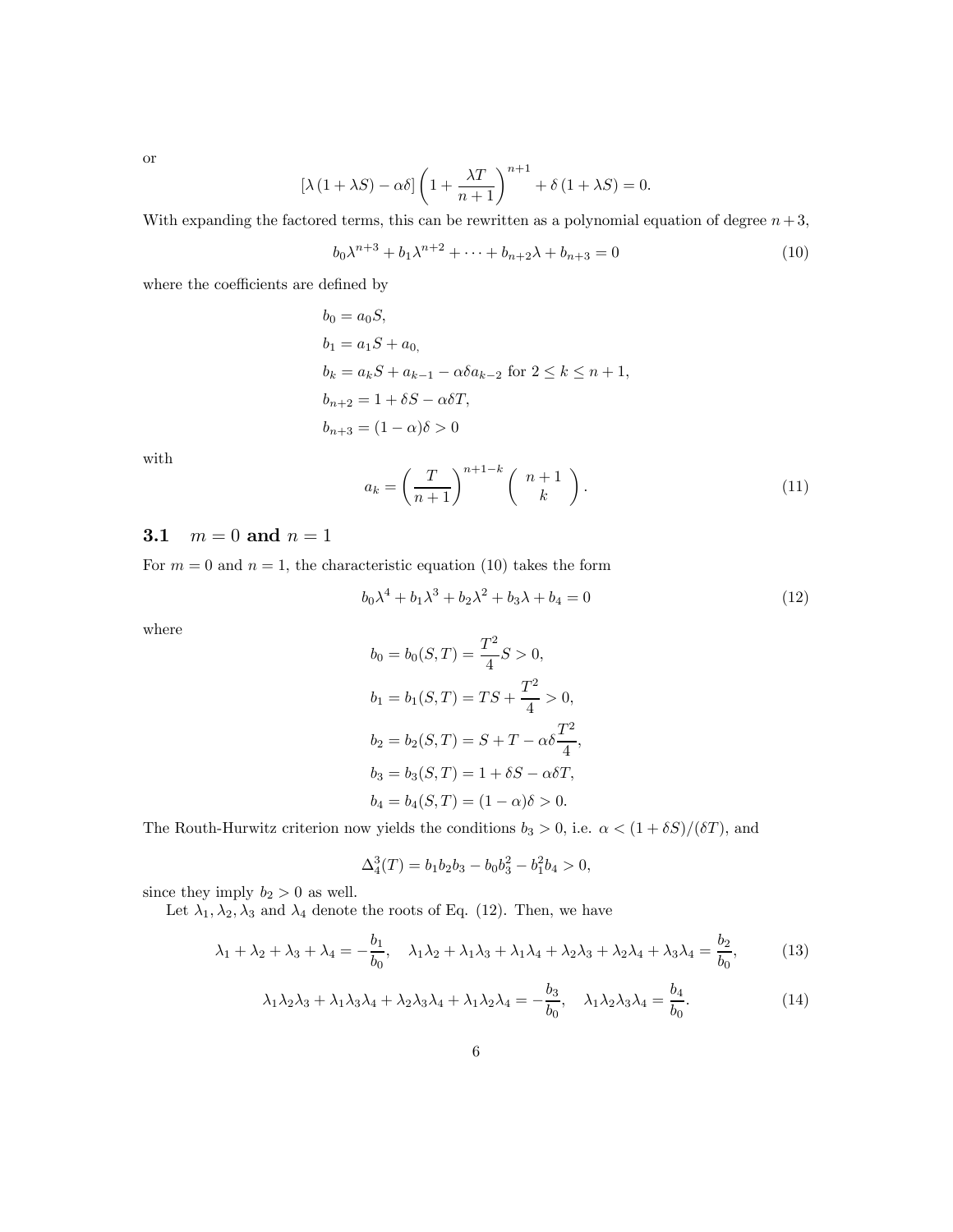or

$$
[\lambda(1+\lambda S)-\alpha\delta]\left(1+\frac{\lambda T}{n+1}\right)^{n+1}+\delta(1+\lambda S)=0.
$$

With expanding the factored terms, this can be rewritten as a polynomial equation of degree $n+3$,

$$
b_0\lambda^{n+3}+b_1\lambda^{n+2}+\cdots+b_{n+2}\lambda+b_{n+3}=0 \tag{10}
$$

where the coefficients are defined by

$$
\begin{aligned}
&b_0 = a_0 S,\\
&b_1 = a_1 S + a_0,\\
&b_k = a_k S + a_{k-1} - \alpha\delta a_{k-2} \text{ for } 2 \leq k \leq n+1,\\
&b_{n+2} = 1+\delta S - \alpha\delta T,\\
&b_{n+3} = (1-\alpha)\delta > 0
\end{aligned}
$$

with

$$
a_k = \left(\frac{T}{n+1}\right)^{n+1-k}\binom{n+1}{k}. \tag{11}
$$

### 3.1 $m = 0$ and $n = 1$

For $m=0$ and $n=1$, the characteristic equation (10) takes the form

$$
b_0\lambda^4+b_1\lambda^3+b_2\lambda^2+b_3\lambda+b_4=0 \tag{12}
$$

where

$$
\begin{aligned}
b_0 &= b_0(S,T) = \frac{T^2}{4}S > 0,\\
b_1 &= b_1(S,T) = TS + \frac{T^2}{4} > 0,\\
b_2 &= b_2(S,T) = S + T - \alpha\delta\frac{T^2}{4},\\
b_3 &= b_3(S,T) = 1+\delta S - \alpha\delta T,\\
b_4 &= b_4(S,T) = (1-\alpha)\delta > 0.
\end{aligned}
$$

The Routh-Hurwitz criterion now yields the conditions $b_3 > 0$, i.e. $\alpha < (1+\delta S)/(\delta T)$, and

$$
\Delta_4^3(T) = b_1 b_2 b_3 - b_0 b_3^2 - b_1^2 b_4 > 0,
$$

since they imply $b_2 > 0$ as well.

Let $\lambda_1, \lambda_2, \lambda_3$ and $\lambda_4$ denote the roots of Eq. (12). Then, we have

$$
\lambda_1+\lambda_2+\lambda_3+\lambda_4 = -\frac{b_1}{b_0}, \quad \lambda_1\lambda_2+\lambda_1\lambda_3+\lambda_1\lambda_4+\lambda_2\lambda_3+\lambda_2\lambda_4+\lambda_3\lambda_4 = \frac{b_2}{b_0}, \tag{13}
$$

$$
\lambda_1\lambda_2\lambda_3+\lambda_1\lambda_3\lambda_4+\lambda_2\lambda_3\lambda_4+\lambda_1\lambda_2\lambda_4 = -\frac{b_3}{b_0}, \quad \lambda_1\lambda_2\lambda_3\lambda_4 = \frac{b_4}{b_0}. \tag{14}
$$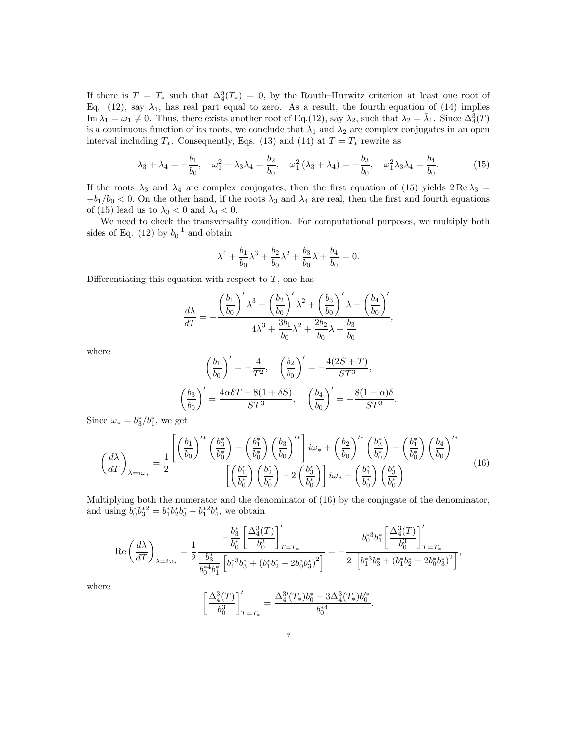If there is $T = T_*$ such that $\Delta_4^3(T_*) = 0$, by the Routh–Hurwitz criterion at least one root of Eq. (12), say $\lambda_1$, has real part equal to zero. As a result, the fourth equation of (14) implies $\operatorname{Im}\lambda_1 = \omega_1 \neq 0$. Thus, there exists another root of Eq.(12), say $\lambda_2$, such that $\lambda_2 = \bar{\lambda}_1$. Since $\Delta_4^3(T)$ is a continuous function of its roots, we conclude that $\lambda_1$ and $\lambda_2$ are complex conjugates in an open interval including $T_*$. Consequently, Eqs. (13) and (14) at $T = T_*$ rewrite as

$$\lambda_3 + \lambda_4 = -\frac{b_1}{b_0}, \quad \omega_1^2 + \lambda_3\lambda_4 = \frac{b_2}{b_0}, \quad \omega_1^2(\lambda_3 + \lambda_4) = -\frac{b_3}{b_0}, \quad \omega_1^2\lambda_3\lambda_4 = \frac{b_4}{b_0}. \tag{15}$$

If the roots $\lambda_3$ and $\lambda_4$ are complex conjugates, then the first equation of (15) yields $2\operatorname{Re}\lambda_3 = -b_1/b_0 < 0$. On the other hand, if the roots $\lambda_3$ and $\lambda_4$ are real, then the first and fourth equations of (15) lead us to $\lambda_3 < 0$ and $\lambda_4 < 0$.

We need to check the transversality condition. For computational purposes, we multiply both sides of Eq. (12) by $b_0^{-1}$ and obtain

$$\lambda^4 + \frac{b_1}{b_0}\lambda^3 + \frac{b_2}{b_0}\lambda^2 + \frac{b_3}{b_0}\lambda + \frac{b_4}{b_0} = 0.$$

Differentiating this equation with respect to $T$, one has

$$\frac{d\lambda}{dT} = -\frac{\left(\dfrac{b_1}{b_0}\right)'\lambda^3 + \left(\dfrac{b_2}{b_0}\right)'\lambda^2 + \left(\dfrac{b_3}{b_0}\right)'\lambda + \left(\dfrac{b_4}{b_0}\right)'}{4\lambda^3 + \dfrac{3b_1}{b_0}\lambda^2 + \dfrac{2b_2}{b_0}\lambda + \dfrac{b_3}{b_0}},$$

where

$$\left(\frac{b_1}{b_0}\right)' = -\frac{4}{T^2}, \quad \left(\frac{b_2}{b_0}\right)' = -\frac{4(2S+T)}{ST^3},$$

$$\left(\frac{b_3}{b_0}\right)' = \frac{4\alpha\delta T - 8(1+\delta S)}{ST^3}, \quad \left(\frac{b_4}{b_0}\right)' = -\frac{8(1-\alpha)\delta}{ST^3}.$$

Since $\omega_* = b_3^*/b_1^*$, we get

$$\left(\frac{d\lambda}{dT}\right)_{\lambda = i\omega_*} = \frac{1}{2}\frac{\left[\left(\dfrac{b_1}{b_0}\right)'^*\left(\dfrac{b_3^*}{b_0^*}\right) - \left(\dfrac{b_1^*}{b_0^*}\right)\left(\dfrac{b_3}{b_0}\right)'^*\right]i\omega_* + \left(\dfrac{b_2}{b_0}\right)'^*\left(\dfrac{b_3^*}{b_0^*}\right) - \left(\dfrac{b_1^*}{b_0^*}\right)\left(\dfrac{b_4}{b_0}\right)'^*}{\left[\left(\dfrac{b_1^*}{b_0^*}\right)\left(\dfrac{b_2^*}{b_0^*}\right) - 2\left(\dfrac{b_3^*}{b_0^*}\right)\right]i\omega_* - \left(\dfrac{b_1^*}{b_0^*}\right)\left(\dfrac{b_3^*}{b_0^*}\right)} \tag{16}$$

Multiplying both the numerator and the denominator of (16) by the conjugate of the denominator, and using $b_0^* b_3^{*2} = b_1^* b_2^* b_3^* - b_1^{*2} b_4^*$, we obtain

$$\operatorname{Re}\left(\frac{d\lambda}{dT}\right)_{\lambda = i\omega_*} = \frac{1}{2}\frac{-\dfrac{b_3^*}{b_0^*}\left[\dfrac{\Delta_4^3(T)}{b_0^3}\right]'_{T=T_*}}{\dfrac{b_3^*}{b_0^{*4}b_1^*}\left[b_1^{*3}b_3^* + (b_1^*b_2^* - 2b_0^*b_3^*)^2\right]} = -\frac{b_0^{*3}b_1^*\left[\dfrac{\Delta_4^3(T)}{b_0^3}\right]'_{T=T_*}}{2\left[b_1^{*3}b_3^* + (b_1^*b_2^* - 2b_0^*b_3^*)^2\right]},$$

where

$$\left[\frac{\Delta_4^3(T)}{b_0^3}\right]'_{T=T_*} = \frac{\Delta_4^{3\prime}(T_*)b_0^* - 3\Delta_4^3(T_*)b_0'^*}{b_0^{*4}}.$$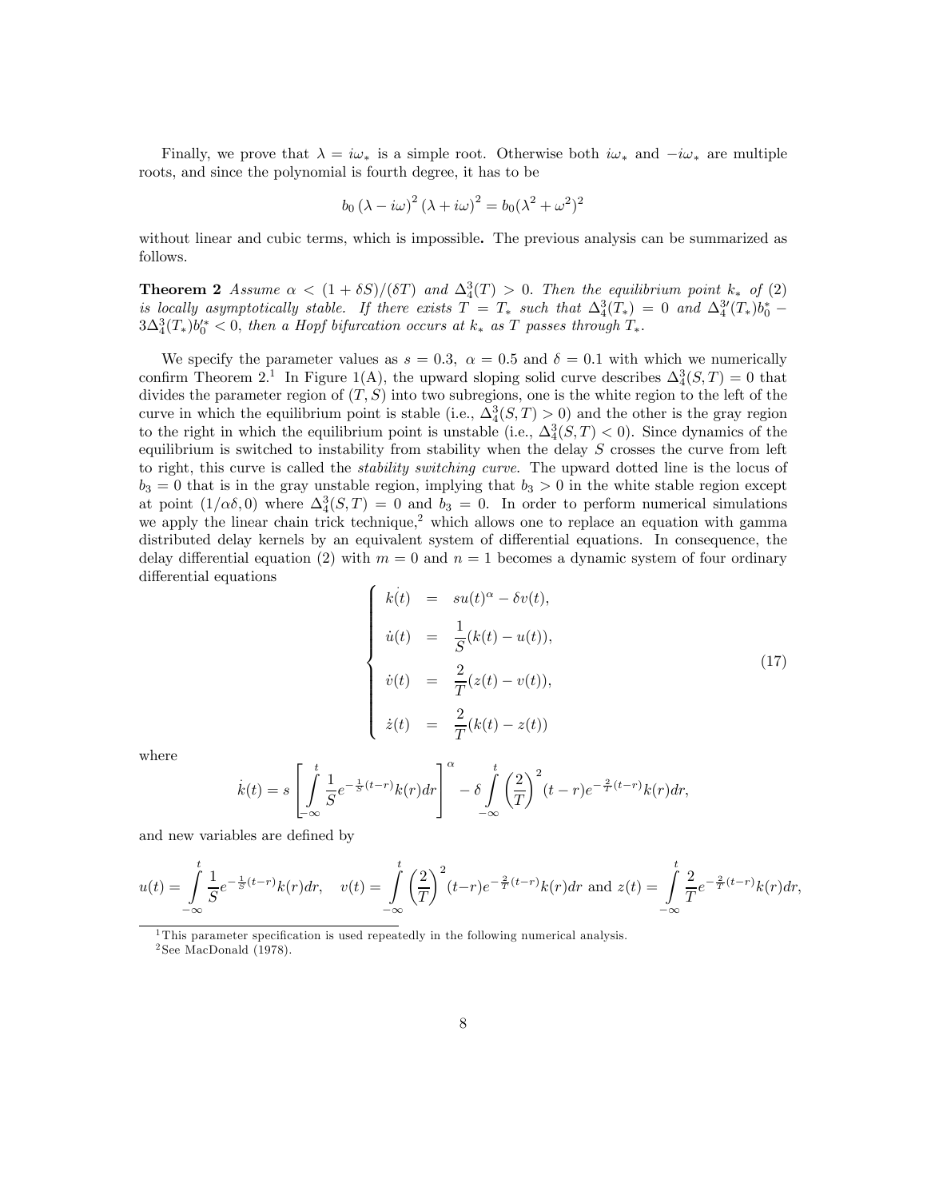Finally, we prove that $\lambda = i\omega_*$ is a simple root. Otherwise both $i\omega_*$ and $-i\omega_*$ are multiple roots, and since the polynomial is fourth degree, it has to be

$$b_0 (\lambda - i\omega)^2 (\lambda + i\omega)^2 = b_0(\lambda^2 + \omega^2)^2$$

without linear and cubic terms, which is impossible**.** The previous analysis can be summarized as follows.

**Theorem 2** *Assume $\alpha < (1 + \delta S)/(\delta T)$ and $\Delta_4^3(T) > 0$. Then the equilibrium point $k_*$ of (2) is locally asymptotically stable. If there exists $T = T_*$ such that $\Delta_4^3(T_*) = 0$ and $\Delta_4^{3\prime}(T_*)b_0^* - 3\Delta_4^3(T_*)b_0^{\prime *} < 0$, then a Hopf bifurcation occurs at $k_*$ as $T$ passes through $T_*$.*

We specify the parameter values as $s = 0.3$, $\alpha = 0.5$ and $\delta = 0.1$ with which we numerically confirm Theorem 2.[1] In Figure 1(A), the upward sloping solid curve describes $\Delta_4^3(S,T) = 0$ that divides the parameter region of $(T, S)$ into two subregions, one is the white region to the left of the curve in which the equilibrium point is stable (i.e., $\Delta_4^3(S,T) > 0$) and the other is the gray region to the right in which the equilibrium point is unstable (i.e., $\Delta_4^3(S,T) < 0$). Since dynamics of the equilibrium is switched to instability from stability when the delay $S$ crosses the curve from left to right, this curve is called the *stability switching curve*. The upward dotted line is the locus of $b_3 = 0$ that is in the gray unstable region, implying that $b_3 > 0$ in the white stable region except at point $(1/\alpha\delta, 0)$ where $\Delta_4^3(S,T) = 0$ and $b_3 = 0$. In order to perform numerical simulations we apply the linear chain trick technique,[2] which allows one to replace an equation with gamma distributed delay kernels by an equivalent system of differential equations. In consequence, the delay differential equation (2) with $m = 0$ and $n = 1$ becomes a dynamic system of four ordinary differential equations

$$\begin{cases} \dot{k}(t) &= su(t)^\alpha - \delta v(t), \\[2mm] \dot{u}(t) &= \dfrac{1}{S}(k(t) - u(t)), \\[2mm] \dot{v}(t) &= \dfrac{2}{T}(z(t) - v(t)), \\[2mm] \dot{z}(t) &= \dfrac{2}{T}(k(t) - z(t)) \end{cases} \tag{17}$$

where

$$\dot{k}(t) = s\left[\int_{-\infty}^{t} \frac{1}{S}e^{-\frac{1}{S}(t-r)}k(r)dr\right]^\alpha - \delta \int_{-\infty}^{t} \left(\frac{2}{T}\right)^2 (t-r)e^{-\frac{2}{T}(t-r)}k(r)dr,$$

and new variables are defined by

$$u(t) = \int_{-\infty}^{t} \frac{1}{S}e^{-\frac{1}{S}(t-r)}k(r)dr, \quad v(t) = \int_{-\infty}^{t} \left(\frac{2}{T}\right)^2 (t-r)e^{-\frac{2}{T}(t-r)}k(r)dr \text{ and } z(t) = \int_{-\infty}^{t} \frac{2}{T}e^{-\frac{2}{T}(t-r)}k(r)dr,$$

[1] This parameter specification is used repeatedly in the following numerical analysis.

[2] See MacDonald (1978).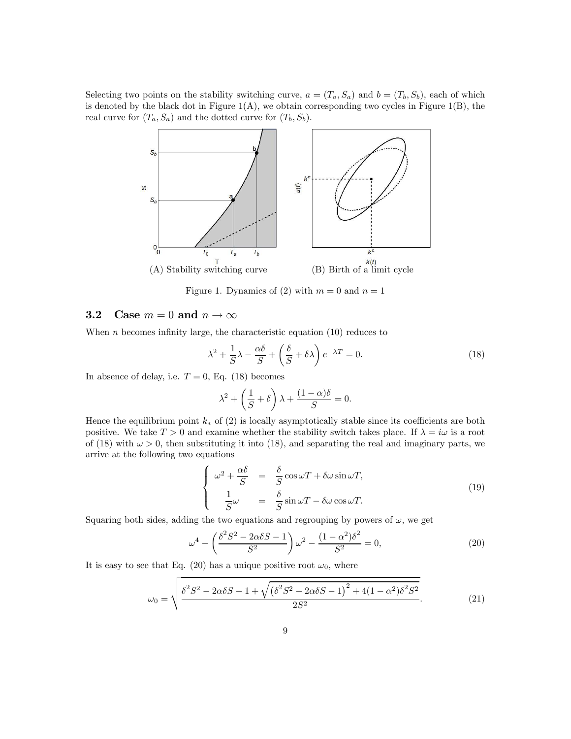Selecting two points on the stability switching curve, $a = (T_a, S_a)$ and $b = (T_b, S_b)$, each of which is denoted by the black dot in Figure 1(A), we obtain corresponding two cycles in Figure 1(B), the real curve for $(T_a, S_a)$ and the dotted curve for $(T_b, S_b)$.

(A) Stability switching curve (B) Birth of a limit cycle

Figure 1. Dynamics of (2) with $m = 0$ and $n = 1$

## 3.2 Case $m = 0$ and $n \to \infty$

When $n$ becomes infinity large, the characteristic equation (10) reduces to

$$\lambda^2 + \frac{1}{S}\lambda - \frac{\alpha\delta}{S} + \left(\frac{\delta}{S} + \delta\lambda\right)e^{-\lambda T} = 0. \tag{18}$$

In absence of delay, i.e. $T = 0$, Eq. (18) becomes

$$\lambda^2 + \left(\frac{1}{S} + \delta\right)\lambda + \frac{(1-\alpha)\delta}{S} = 0.$$

Hence the equilibrium point $k_*$ of (2) is locally asymptotically stable since its coefficients are both positive. We take $T > 0$ and examine whether the stability switch takes place. If $\lambda = i\omega$ is a root of (18) with $\omega > 0$, then substituting it into (18), and separating the real and imaginary parts, we arrive at the following two equations

$$\begin{cases} \omega^2 + \dfrac{\alpha\delta}{S} &= \dfrac{\delta}{S}\cos\omega T + \delta\omega\sin\omega T, \\ \dfrac{1}{S}\omega &= \dfrac{\delta}{S}\sin\omega T - \delta\omega\cos\omega T. \end{cases} \tag{19}$$

Squaring both sides, adding the two equations and regrouping by powers of $\omega$, we get

$$\omega^4 - \left(\frac{\delta^2 S^2 - 2\alpha\delta S - 1}{S^2}\right)\omega^2 - \frac{(1-\alpha^2)\delta^2}{S^2} = 0, \tag{20}$$

It is easy to see that Eq. (20) has a unique positive root $\omega_0$, where

$$\omega_0 = \sqrt{\frac{\delta^2 S^2 - 2\alpha\delta S - 1 + \sqrt{\left(\delta^2 S^2 - 2\alpha\delta S - 1\right)^2 + 4(1-\alpha^2)\delta^2 S^2}}{2S^2}}. \tag{21}$$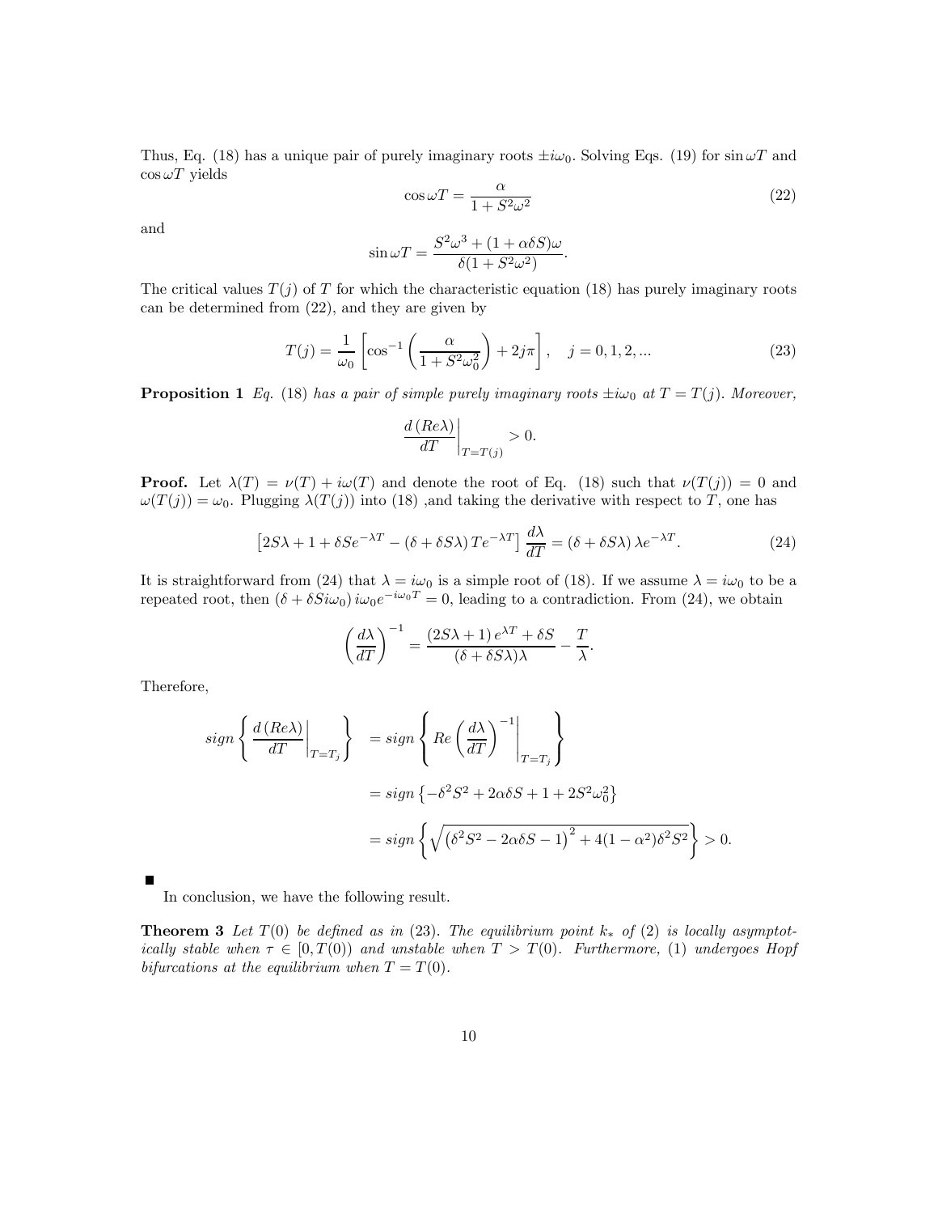Thus, Eq. (18) has a unique pair of purely imaginary roots $\pm i\omega_0$. Solving Eqs. (19) for $\sin \omega T$ and $\cos \omega T$ yields

$$\cos \omega T = \frac{\alpha}{1 + S^2\omega^2} \tag{22}$$

and

$$\sin \omega T = \frac{S^2\omega^3 + (1 + \alpha\delta S)\omega}{\delta(1 + S^2\omega^2)}.$$

The critical values $T(j)$ of $T$ for which the characteristic equation (18) has purely imaginary roots can be determined from (22), and they are given by

$$T(j) = \frac{1}{\omega_0}\left[\cos^{-1}\left(\frac{\alpha}{1 + S^2\omega_0^2}\right) + 2j\pi\right], \quad j = 0, 1, 2, ... \tag{23}$$

**Proposition 1** *Eq.* (18) *has a pair of simple purely imaginary roots* $\pm i\omega_0$ *at* $T = T(j)$*. Moreover,*

$$\left.\frac{d\,(Re\lambda)}{dT}\right|_{T=T(j)} > 0.$$

**Proof.** Let $\lambda(T) = \nu(T) + i\omega(T)$ and denote the root of Eq. (18) such that $\nu(T(j)) = 0$ and $\omega(T(j)) = \omega_0$. Plugging $\lambda(T(j))$ into (18) ,and taking the derivative with respect to $T$, one has

$$\left[2S\lambda + 1 + \delta S e^{-\lambda T} - (\delta + \delta S\lambda)\, T e^{-\lambda T}\right]\frac{d\lambda}{dT} = (\delta + \delta S\lambda)\,\lambda e^{-\lambda T}. \tag{24}$$

It is straightforward from (24) that $\lambda = i\omega_0$ is a simple root of (18). If we assume $\lambda = i\omega_0$ to be a repeated root, then $(\delta + \delta S i\omega_0)\, i\omega_0 e^{-i\omega_0 T} = 0$, leading to a contradiction. From (24), we obtain

$$\left(\frac{d\lambda}{dT}\right)^{-1} = \frac{(2S\lambda + 1)\, e^{\lambda T} + \delta S}{(\delta + \delta S\lambda)\lambda} - \frac{T}{\lambda}.$$

Therefore,

$$\begin{aligned}
sign\left\{\left.\frac{d\,(Re\lambda)}{dT}\right|_{T=T_j}\right\} &= sign\left\{Re\left.\left(\frac{d\lambda}{dT}\right)^{-1}\right|_{T=T_j}\right\} \\
&= sign\left\{-\delta^2 S^2 + 2\alpha\delta S + 1 + 2S^2\omega_0^2\right\} \\
&= sign\left\{\sqrt{\left(\delta^2 S^2 - 2\alpha\delta S - 1\right)^2 + 4(1 - \alpha^2)\delta^2 S^2}\right\} > 0.
\end{aligned}$$

∎

In conclusion, we have the following result.

**Theorem 3** *Let* $T(0)$ *be defined as in* (23)*. The equilibrium point* $k_*$ *of* (2) *is locally asymptotically stable when* $\tau \in [0, T(0))$ *and unstable when* $T > T(0)$*. Furthermore,* (1) *undergoes Hopf bifurcations at the equilibrium when* $T = T(0)$*.*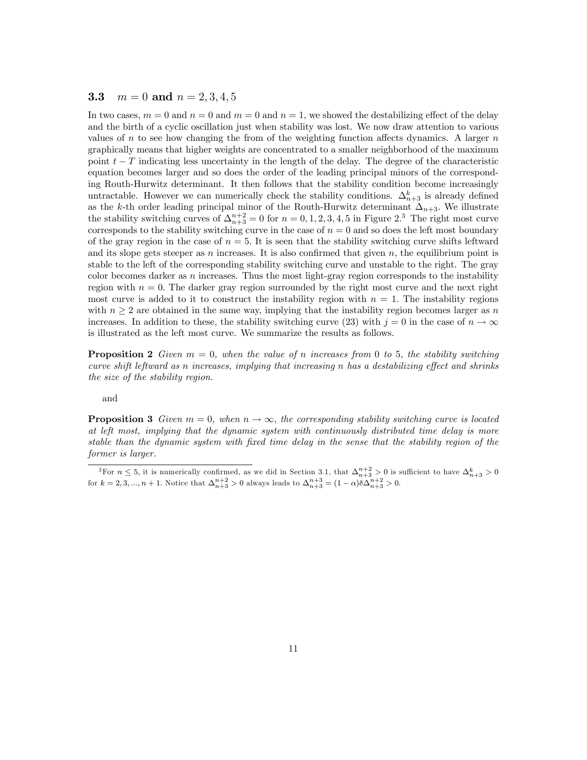### 3.3 $m = 0$ and $n = 2, 3, 4, 5$

In two cases, $m = 0$ and $n = 0$ and $m = 0$ and $n = 1$, we showed the destabilizing effect of the delay and the birth of a cyclic oscillation just when stability was lost. We now draw attention to various values of $n$ to see how changing the from of the weighting function affects dynamics. A larger $n$ graphically means that higher weights are concentrated to a smaller neighborhood of the maximum point $t - T$ indicating less uncertainty in the length of the delay. The degree of the characteristic equation becomes larger and so does the order of the leading principal minors of the corresponding Routh-Hurwitz determinant. It then follows that the stability condition become increasingly untractable. However we can numerically check the stability conditions. $\Delta_{n+3}^{k}$ is already defined as the $k$-th order leading principal minor of the Routh-Hurwitz determinant $\Delta_{n+3}$. We illustrate the stability switching curves of $\Delta_{n+3}^{n+2} = 0$ for $n = 0, 1, 2, 3, 4, 5$ in Figure 2.[3] The right most curve corresponds to the stability switching curve in the case of $n = 0$ and so does the left most boundary of the gray region in the case of $n = 5$. It is seen that the stability switching curve shifts leftward and its slope gets steeper as $n$ increases. It is also confirmed that given $n$, the equilibrium point is stable to the left of the corresponding stability switching curve and unstable to the right. The gray color becomes darker as $n$ increases. Thus the most light-gray region corresponds to the instability region with $n = 0$. The darker gray region surrounded by the right most curve and the next right most curve is added to it to construct the instability region with $n = 1$. The instability regions with $n \geq 2$ are obtained in the same way, implying that the instability region becomes larger as $n$ increases. In addition to these, the stability switching curve (23) with $j = 0$ in the case of $n \to \infty$ is illustrated as the left most curve. We summarize the results as follows.

**Proposition 2** *Given $m = 0$, when the value of $n$ increases from 0 to 5, the stability switching curve shift leftward as $n$ increases, implying that increasing $n$ has a destabilizing effect and shrinks the size of the stability region.*

and

**Proposition 3** *Given $m = 0$, when $n \to \infty$, the corresponding stability switching curve is located at left most, implying that the dynamic system with continuously distributed time delay is more stable than the dynamic system with fixed time delay in the sense that the stability region of the former is larger.*

---

[3] For $n \leq 5$, it is numerically confirmed, as we did in Section 3.1, that $\Delta_{n+3}^{n+2} > 0$ is sufficient to have $\Delta_{n+3}^{k} > 0$ for $k = 2, 3, ..., n+1$. Notice that $\Delta_{n+3}^{n+2} > 0$ always leads to $\Delta_{n+3}^{n+3} = (1 - \alpha)\delta\Delta_{n+3}^{n+2} > 0$.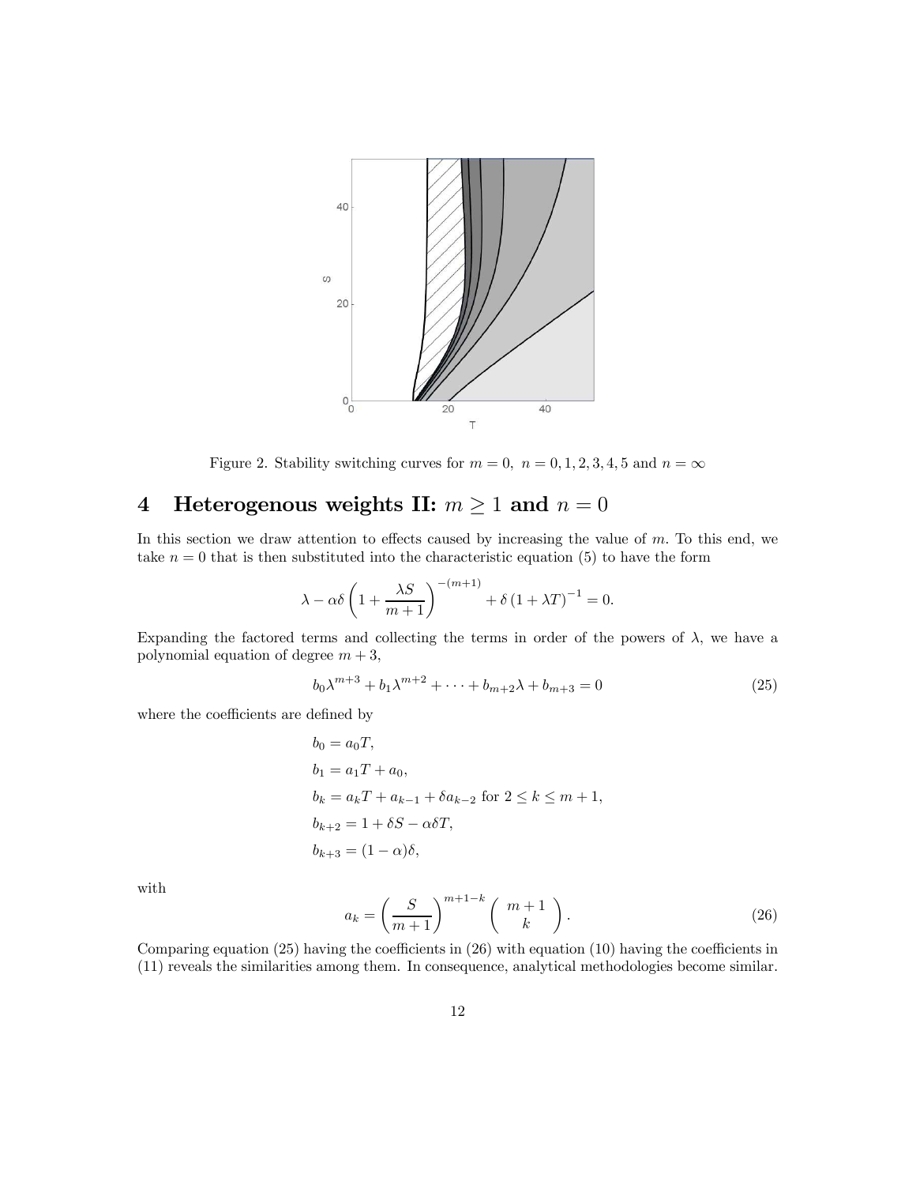Figure 2. Stability switching curves for $m = 0,\ n = 0, 1, 2, 3, 4, 5$ and $n = \infty$

## 4 Heterogenous weights II: $m \geq 1$ and $n = 0$

In this section we draw attention to effects caused by increasing the value of $m$. To this end, we take $n = 0$ that is then substituted into the characteristic equation (5) to have the form

$$\lambda - \alpha\delta\left(1 + \frac{\lambda S}{m+1}\right)^{-(m+1)} + \delta\left(1 + \lambda T\right)^{-1} = 0.$$

Expanding the factored terms and collecting the terms in order of the powers of $\lambda$, we have a polynomial equation of degree $m + 3$,

$$b_0\lambda^{m+3} + b_1\lambda^{m+2} + \cdots + b_{m+2}\lambda + b_{m+3} = 0 \tag{25}$$

where the coefficients are defined by

$$\begin{aligned}
b_0 &= a_0 T, \\
b_1 &= a_1 T + a_0, \\
b_k &= a_k T + a_{k-1} + \delta a_{k-2} \text{ for } 2 \leq k \leq m+1, \\
b_{k+2} &= 1 + \delta S - \alpha\delta T, \\
b_{k+3} &= (1-\alpha)\delta,
\end{aligned}$$

with

$$a_k = \left(\frac{S}{m+1}\right)^{m+1-k}\begin{pmatrix} m+1 \\ k \end{pmatrix}. \tag{26}$$

Comparing equation (25) having the coefficients in (26) with equation (10) having the coefficients in (11) reveals the similarities among them. In consequence, analytical methodologies become similar.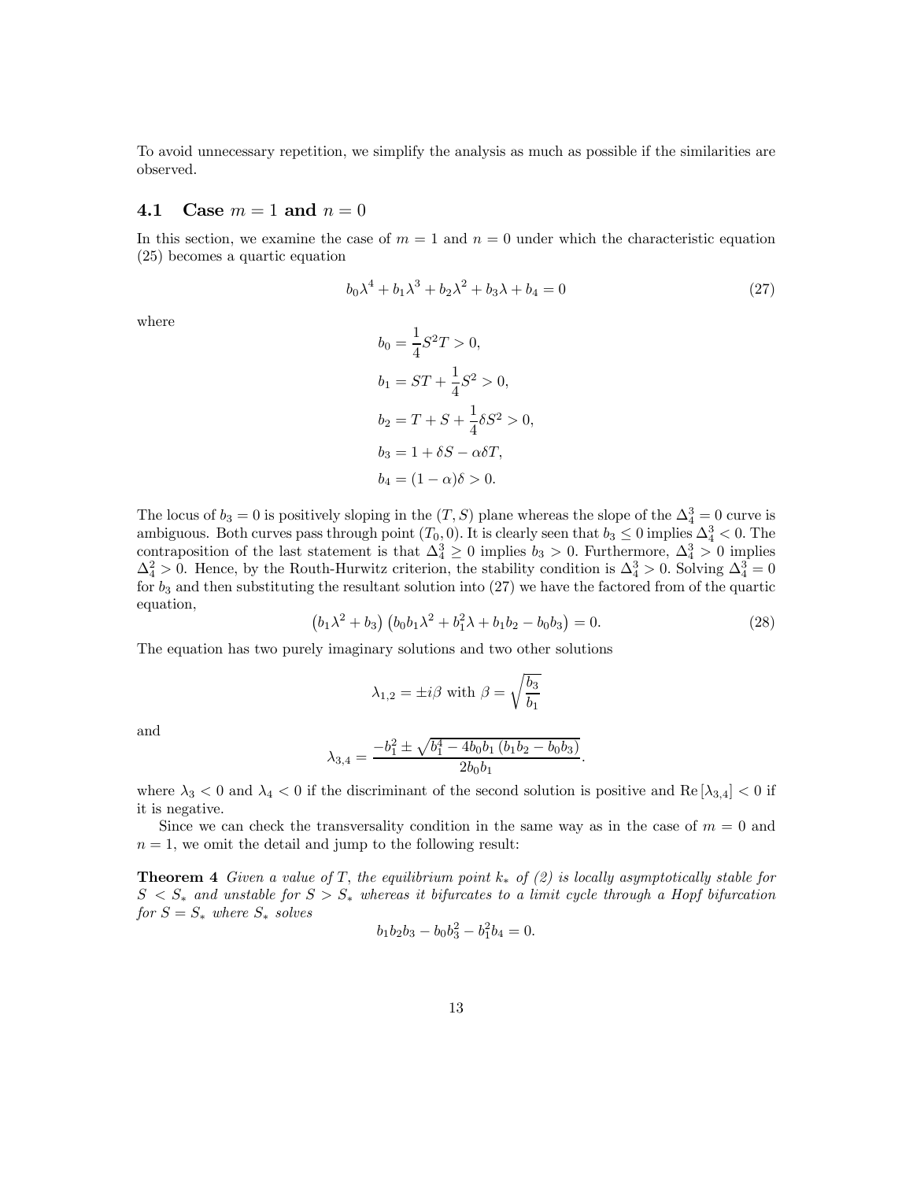To avoid unnecessary repetition, we simplify the analysis as much as possible if the similarities are observed.

### 4.1 Case $m = 1$ and $n = 0$

In this section, we examine the case of $m = 1$ and $n = 0$ under which the characteristic equation (25) becomes a quartic equation

$$b_0\lambda^4 + b_1\lambda^3 + b_2\lambda^2 + b_3\lambda + b_4 = 0 \tag{27}$$

where

$$\begin{aligned}
b_0 &= \frac{1}{4}S^2T > 0, \\
b_1 &= ST + \frac{1}{4}S^2 > 0, \\
b_2 &= T + S + \frac{1}{4}\delta S^2 > 0, \\
b_3 &= 1 + \delta S - \alpha\delta T, \\
b_4 &= (1 - \alpha)\delta > 0.
\end{aligned}$$

The locus of $b_3 = 0$ is positively sloping in the $(T, S)$ plane whereas the slope of the $\Delta_4^3 = 0$ curve is ambiguous. Both curves pass through point $(T_0, 0)$. It is clearly seen that $b_3 \leq 0$ implies $\Delta_4^3 < 0$. The contraposition of the last statement is that $\Delta_4^3 \geq 0$ implies $b_3 > 0$. Furthermore, $\Delta_4^3 > 0$ implies $\Delta_4^2 > 0$. Hence, by the Routh-Hurwitz criterion, the stability condition is $\Delta_4^3 > 0$. Solving $\Delta_4^3 = 0$ for $b_3$ and then substituting the resultant solution into (27) we have the factored from of the quartic equation,

$$\left(b_1\lambda^2 + b_3\right)\left(b_0b_1\lambda^2 + b_1^2\lambda + b_1b_2 - b_0b_3\right) = 0. \tag{28}$$

The equation has two purely imaginary solutions and two other solutions

$$\lambda_{1,2} = \pm i\beta \text{ with } \beta = \sqrt{\frac{b_3}{b_1}}$$

and

$$\lambda_{3,4} = \frac{-b_1^2 \pm \sqrt{b_1^4 - 4b_0b_1\left(b_1b_2 - b_0b_3\right)}}{2b_0b_1}.$$

where $\lambda_3 < 0$ and $\lambda_4 < 0$ if the discriminant of the second solution is positive and $\text{Re}\left[\lambda_{3,4}\right] < 0$ if it is negative.

Since we can check the transversality condition in the same way as in the case of $m = 0$ and $n = 1$, we omit the detail and jump to the following result:

**Theorem 4** *Given a value of $T$, the equilibrium point $k_*$ of (2) is locally asymptotically stable for $S < S_*$ and unstable for $S > S_*$ whereas it bifurcates to a limit cycle through a Hopf bifurcation for $S = S_*$ where $S_*$ solves*

$$b_1b_2b_3 - b_0b_3^2 - b_1^2b_4 = 0.$$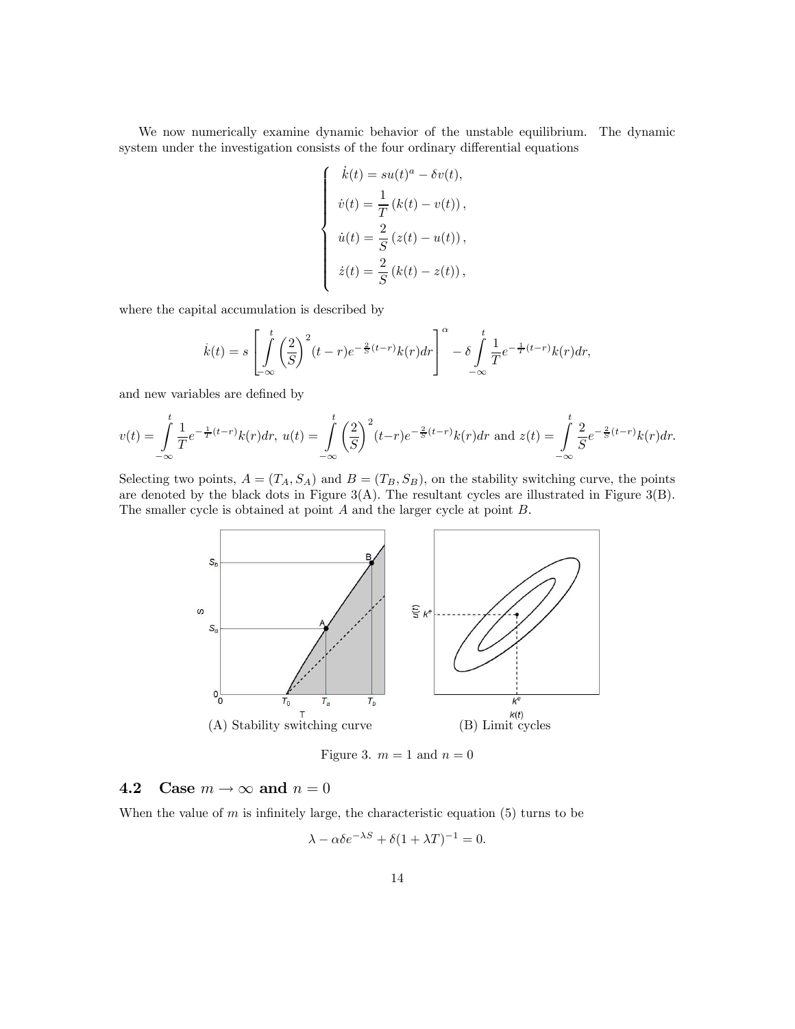We now numerically examine dynamic behavior of the unstable equilibrium. The dynamic system under the investigation consists of the four ordinary differential equations

$$
\begin{cases}
\dot{k}(t) = su(t)^{a} - \delta v(t), \\
\dot{v}(t) = \dfrac{1}{T}\left(k(t) - v(t)\right), \\
\dot{u}(t) = \dfrac{2}{S}\left(z(t) - u(t)\right), \\
\dot{z}(t) = \dfrac{2}{S}\left(k(t) - z(t)\right),
\end{cases}
$$

where the capital accumulation is described by

$$
\dot{k}(t) = s\left[\int_{-\infty}^{t} \left(\frac{2}{S}\right)^{2}(t-r)e^{-\frac{2}{S}(t-r)}k(r)dr\right]^{\alpha} - \delta\int_{-\infty}^{t}\frac{1}{T}e^{-\frac{1}{T}(t-r)}k(r)dr,
$$

and new variables are defined by

$$
v(t) = \int_{-\infty}^{t}\frac{1}{T}e^{-\frac{1}{T}(t-r)}k(r)dr,\ u(t) = \int_{-\infty}^{t}\left(\frac{2}{S}\right)^{2}(t-r)e^{-\frac{2}{S}(t-r)}k(r)dr \text{ and } z(t) = \int_{-\infty}^{t}\frac{2}{S}e^{-\frac{2}{S}(t-r)}k(r)dr.
$$

Selecting two points, $A = (T_A, S_A)$ and $B = (T_B, S_B)$, on the stability switching curve, the points are denoted by the black dots in Figure 3(A). The resultant cycles are illustrated in Figure 3(B). The smaller cycle is obtained at point $A$ and the larger cycle at point $B$.

(A) Stability switching curve (B) Limit cycles

Figure 3. $m = 1$ and $n = 0$

## 4.2 Case $m \to \infty$ and $n = 0$

When the value of $m$ is infinitely large, the characteristic equation (5) turns to be

$$
\lambda - \alpha\delta e^{-\lambda S} + \delta(1 + \lambda T)^{-1} = 0.
$$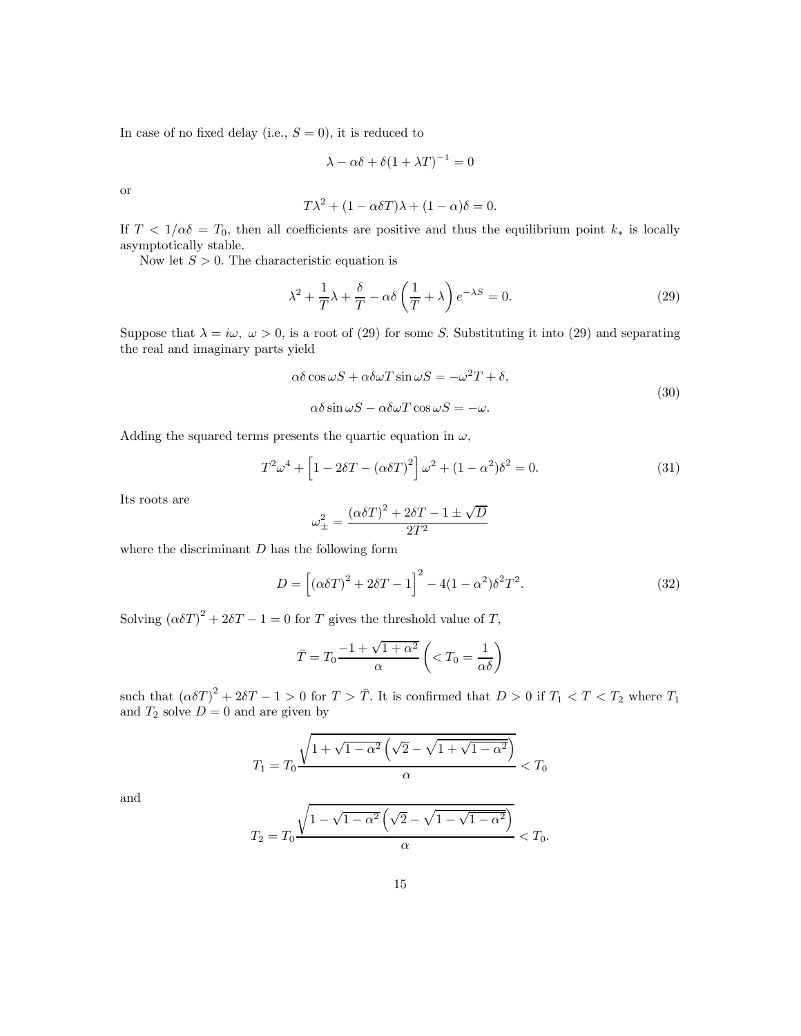In case of no fixed delay (i.e., $S = 0$), it is reduced to

$$\lambda - \alpha\delta + \delta(1 + \lambda T)^{-1} = 0$$

or

$$T\lambda^2 + (1 - \alpha\delta T)\lambda + (1 - \alpha)\delta = 0.$$

If $T < 1/\alpha\delta = T_0$, then all coefficients are positive and thus the equilibrium point $k_*$ is locally asymptotically stable.

Now let $S > 0$. The characteristic equation is

$$\lambda^2 + \frac{1}{T}\lambda + \frac{\delta}{T} - \alpha\delta\left(\frac{1}{T} + \lambda\right)e^{-\lambda S} = 0. \tag{29}$$

Suppose that $\lambda = i\omega,\ \omega > 0$, is a root of (29) for some $S$. Substituting it into (29) and separating the real and imaginary parts yield

$$\begin{aligned}
\alpha\delta\cos\omega S + \alpha\delta\omega T\sin\omega S &= -\omega^2 T + \delta, \\
\alpha\delta\sin\omega S - \alpha\delta\omega T\cos\omega S &= -\omega.
\end{aligned} \tag{30}$$

Adding the squared terms presents the quartic equation in $\omega$,

$$T^2\omega^4 + \left[1 - 2\delta T - (\alpha\delta T)^2\right]\omega^2 + (1 - \alpha^2)\delta^2 = 0. \tag{31}$$

Its roots are

$$\omega_{\pm}^2 = \frac{(\alpha\delta T)^2 + 2\delta T - 1 \pm \sqrt{D}}{2T^2}$$

where the discriminant $D$ has the following form

$$D = \left[(\alpha\delta T)^2 + 2\delta T - 1\right]^2 - 4(1 - \alpha^2)\delta^2 T^2. \tag{32}$$

Solving $(\alpha\delta T)^2 + 2\delta T - 1 = 0$ for $T$ gives the threshold value of $T$,

$$\bar{T} = T_0\frac{-1 + \sqrt{1 + \alpha^2}}{\alpha}\left(< T_0 = \frac{1}{\alpha\delta}\right)$$

such that $(\alpha\delta T)^2 + 2\delta T - 1 > 0$ for $T > \bar{T}$. It is confirmed that $D > 0$ if $T_1 < T < T_2$ where $T_1$ and $T_2$ solve $D = 0$ and are given by

$$T_1 = T_0\frac{\sqrt{1 + \sqrt{1 - \alpha^2}\left(\sqrt{2} - \sqrt{1 + \sqrt{1 - \alpha^2}}\right)}}{\alpha} < T_0$$

and

$$T_2 = T_0\frac{\sqrt{1 - \sqrt{1 - \alpha^2}\left(\sqrt{2} - \sqrt{1 - \sqrt{1 - \alpha^2}}\right)}}{\alpha} < T_0.$$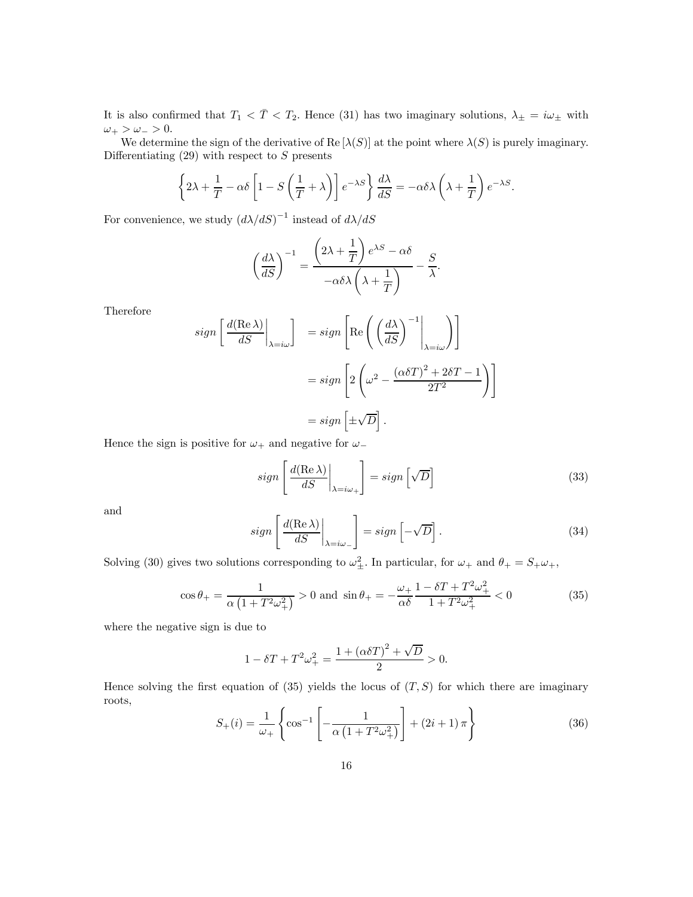It is also confirmed that $T_1 < \bar{T} < T_2$. Hence (31) has two imaginary solutions, $\lambda_\pm = i\omega_\pm$ with $\omega_+ > \omega_- > 0$.

We determine the sign of the derivative of $\mathrm{Re}\,[\lambda(S)]$ at the point where $\lambda(S)$ is purely imaginary. Differentiating (29) with respect to $S$ presents

$$\left\{2\lambda + \frac{1}{T} - \alpha\delta\left[1 - S\left(\frac{1}{T} + \lambda\right)\right]e^{-\lambda S}\right\}\frac{d\lambda}{dS} = -\alpha\delta\lambda\left(\lambda + \frac{1}{T}\right)e^{-\lambda S}.$$

For convenience, we study $(d\lambda/dS)^{-1}$ instead of $d\lambda/dS$

$$\left(\frac{d\lambda}{dS}\right)^{-1} = \frac{\left(2\lambda + \dfrac{1}{T}\right)e^{\lambda S} - \alpha\delta}{-\alpha\delta\lambda\left(\lambda + \dfrac{1}{T}\right)} - \frac{S}{\lambda}.$$

Therefore

$$\begin{aligned}
sign\left[\left.\frac{d(\mathrm{Re}\,\lambda)}{dS}\right|_{\lambda = i\omega}\right] &= sign\left[\mathrm{Re}\left(\left.\left(\frac{d\lambda}{dS}\right)^{-1}\right|_{\lambda = i\omega}\right)\right] \\
&= sign\left[2\left(\omega^2 - \frac{(\alpha\delta T)^2 + 2\delta T - 1}{2T^2}\right)\right] \\
&= sign\left[\pm\sqrt{D}\right].
\end{aligned}$$

Hence the sign is positive for $\omega_+$ and negative for $\omega_-$

$$sign\left[\left.\frac{d(\mathrm{Re}\,\lambda)}{dS}\right|_{\lambda = i\omega_+}\right] = sign\left[\sqrt{D}\right] \tag{33}$$

and

$$sign\left[\left.\frac{d(\mathrm{Re}\,\lambda)}{dS}\right|_{\lambda = i\omega_-}\right] = sign\left[-\sqrt{D}\right]. \tag{34}$$

Solving (30) gives two solutions corresponding to $\omega_\pm^2$. In particular, for $\omega_+$ and $\theta_+ = S_+\omega_+$,

$$\cos\theta_+ = \frac{1}{\alpha\left(1 + T^2\omega_+^2\right)} > 0 \text{ and } \sin\theta_+ = -\frac{\omega_+}{\alpha\delta}\frac{1 - \delta T + T^2\omega_+^2}{1 + T^2\omega_+^2} < 0 \tag{35}$$

where the negative sign is due to

$$1 - \delta T + T^2\omega_+^2 = \frac{1 + (\alpha\delta T)^2 + \sqrt{D}}{2} > 0.$$

Hence solving the first equation of (35) yields the locus of $(T, S)$ for which there are imaginary roots,

$$S_+(i) = \frac{1}{\omega_+}\left\{\cos^{-1}\left[-\frac{1}{\alpha\left(1 + T^2\omega_+^2\right)}\right] + (2i + 1)\pi\right\} \tag{36}$$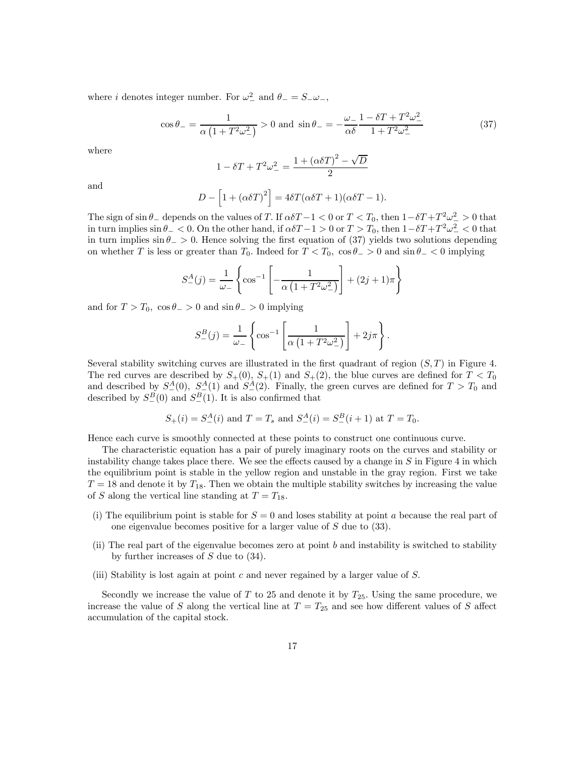where $i$ denotes integer number. For $\omega_-^2$ and $\theta_- = S_-\omega_-$,

$$\cos\theta_- = \frac{1}{\alpha\left(1+T^2\omega_-^2\right)} > 0 \text{ and } \sin\theta_- = -\frac{\omega_-}{\alpha\delta}\frac{1-\delta T+T^2\omega_-^2}{1+T^2\omega_-^2} \tag{37}$$

where

$$1-\delta T+T^2\omega_-^2 = \frac{1+\left(\alpha\delta T\right)^2-\sqrt{D}}{2}$$

and

$$D-\left[1+\left(\alpha\delta T\right)^2\right] = 4\delta T(\alpha\delta T+1)(\alpha\delta T-1).$$

The sign of $\sin\theta_-$ depends on the values of $T$. If $\alpha\delta T-1<0$ or $T<T_0$, then $1-\delta T+T^2\omega_-^2>0$ that in turn implies $\sin\theta_-<0$. On the other hand, if $\alpha\delta T-1>0$ or $T>T_0$, then $1-\delta T+T^2\omega_-^2<0$ that in turn implies $\sin\theta_->0$. Hence solving the first equation of (37) yields two solutions depending on whether $T$ is less or greater than $T_0$. Indeed for $T<T_0$, $\cos\theta_->0$ and $\sin\theta_-<0$ implying

$$S_-^A(j) = \frac{1}{\omega_-}\left\{\cos^{-1}\left[-\frac{1}{\alpha\left(1+T^2\omega_-^2\right)}\right]+(2j+1)\pi\right\}$$

and for $T>T_0$, $\cos\theta_->0$ and $\sin\theta_->0$ implying

$$S_-^B(j) = \frac{1}{\omega_-}\left\{\cos^{-1}\left[\frac{1}{\alpha\left(1+T^2\omega_-^2\right)}\right]+2j\pi\right\}.$$

Several stability switching curves are illustrated in the first quadrant of region $(S,T)$ in Figure 4. The red curves are described by $S_+(0)$, $S_+(1)$ and $S_+(2)$, the blue curves are defined for $T<T_0$ and described by $S_-^A(0)$, $S_-^A(1)$ and $S_-^A(2)$. Finally, the green curves are defined for $T>T_0$ and described by $S_-^B(0)$ and $S_-^B(1)$. It is also confirmed that

$$S_+(i) = S_-^A(i) \text{ and } T=T_s \text{ and } S_-^A(i) = S_-^B(i+1) \text{ at } T=T_0.$$

Hence each curve is smoothly connected at these points to construct one continuous curve.

The characteristic equation has a pair of purely imaginary roots on the curves and stability or instability change takes place there. We see the effects caused by a change in $S$ in Figure 4 in which the equilibrium point is stable in the yellow region and unstable in the gray region. First we take $T=18$ and denote it by $T_{18}$. Then we obtain the multiple stability switches by increasing the value of $S$ along the vertical line standing at $T=T_{18}$.

(i) The equilibrium point is stable for $S=0$ and loses stability at point $a$ because the real part of one eigenvalue becomes positive for a larger value of $S$ due to (33).

(ii) The real part of the eigenvalue becomes zero at point $b$ and instability is switched to stability by further increases of $S$ due to (34).

(iii) Stability is lost again at point $c$ and never regained by a larger value of $S$.

Secondly we increase the value of $T$ to 25 and denote it by $T_{25}$. Using the same procedure, we increase the value of $S$ along the vertical line at $T=T_{25}$ and see how different values of $S$ affect accumulation of the capital stock.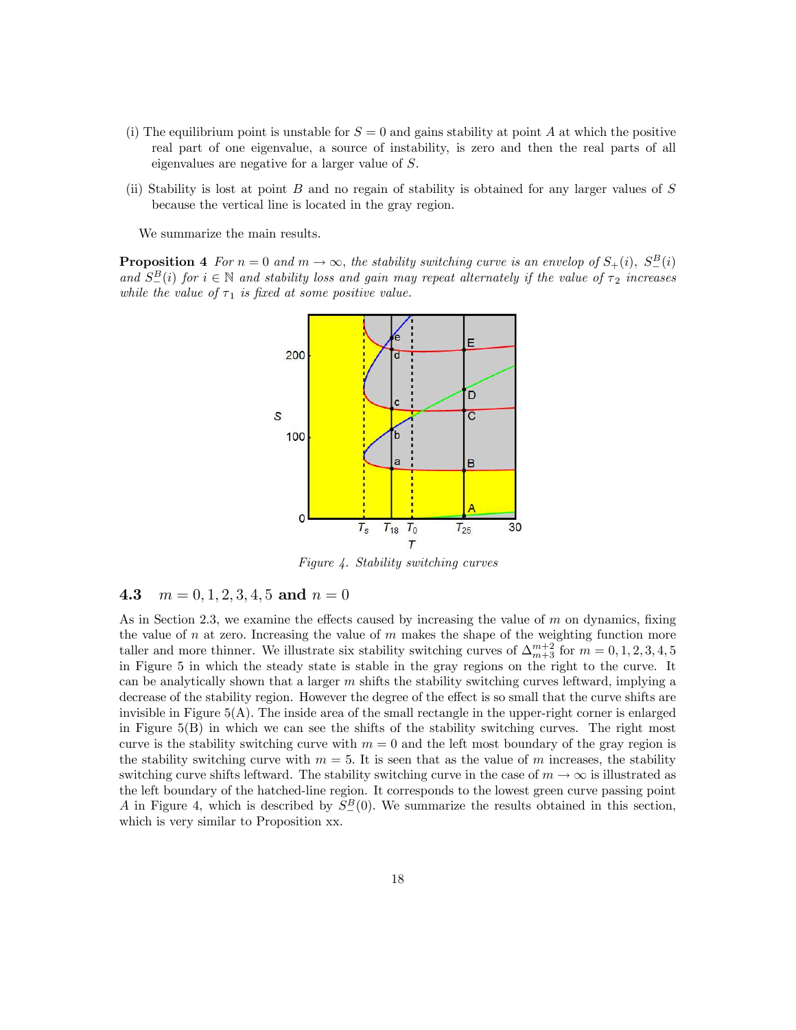(i) The equilibrium point is unstable for $S = 0$ and gains stability at point $A$ at which the positive real part of one eigenvalue, a source of instability, is zero and then the real parts of all eigenvalues are negative for a larger value of $S$.

(ii) Stability is lost at point $B$ and no regain of stability is obtained for any larger values of $S$ because the vertical line is located in the gray region.

We summarize the main results.

**Proposition 4** *For $n = 0$ and $m \to \infty$, the stability switching curve is an envelop of $S_+(i)$, $S_-^B(i)$ and $S_-^B(i)$ for $i \in \mathbb{N}$ and stability loss and gain may repeat alternately if the value of $\tau_2$ increases while the value of $\tau_1$ is fixed at some positive value.*

*Figure 4. Stability switching curves*

### 4.3 $m = 0, 1, 2, 3, 4, 5$ and $n = 0$

As in Section 2.3, we examine the effects caused by increasing the value of $m$ on dynamics, fixing the value of $n$ at zero. Increasing the value of $m$ makes the shape of the weighting function more taller and more thinner. We illustrate six stability switching curves of $\Delta_{m+3}^{m+2}$ for $m = 0, 1, 2, 3, 4, 5$ in Figure 5 in which the steady state is stable in the gray regions on the right to the curve. It can be analytically shown that a larger $m$ shifts the stability switching curves leftward, implying a decrease of the stability region. However the degree of the effect is so small that the curve shifts are invisible in Figure 5(A). The inside area of the small rectangle in the upper-right corner is enlarged in Figure 5(B) in which we can see the shifts of the stability switching curves. The right most curve is the stability switching curve with $m = 0$ and the left most boundary of the gray region is the stability switching curve with $m = 5$. It is seen that as the value of $m$ increases, the stability switching curve shifts leftward. The stability switching curve in the case of $m \to \infty$ is illustrated as the left boundary of the hatched-line region. It corresponds to the lowest green curve passing point $A$ in Figure 4, which is described by $S_-^B(0)$. We summarize the results obtained in this section, which is very similar to Proposition xx.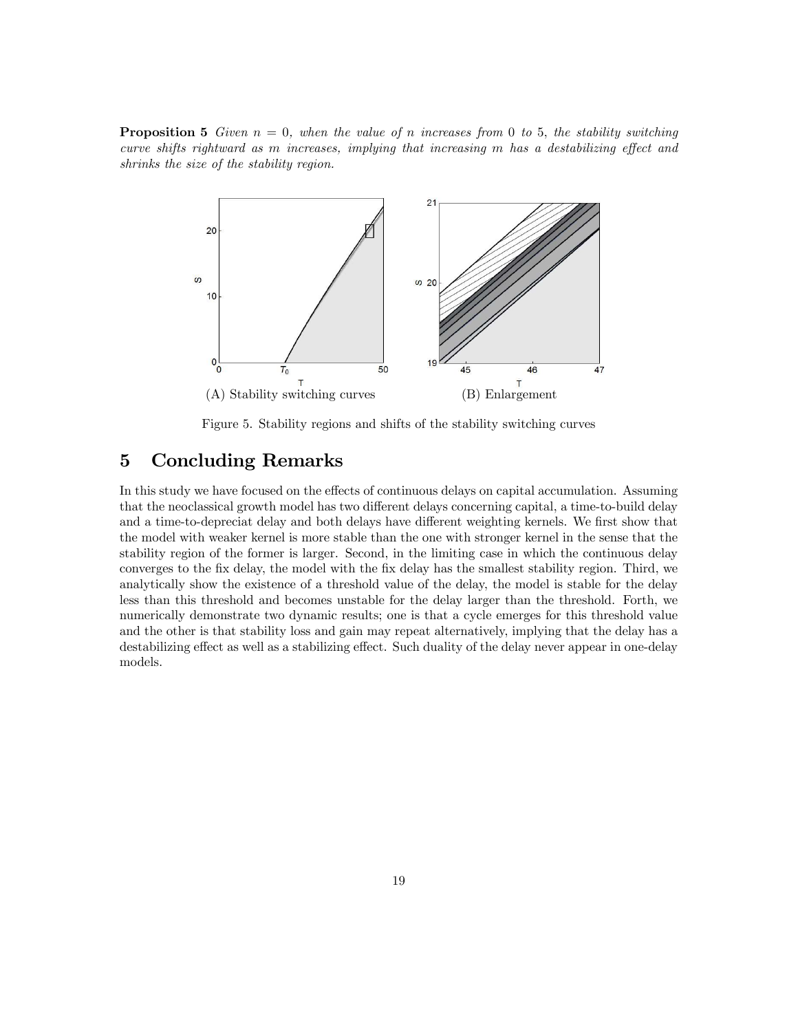**Proposition 5** *Given $n = 0$, when the value of $n$ increases from 0 to 5, the stability switching curve shifts rightward as $m$ increases, implying that increasing $m$ has a destabilizing effect and shrinks the size of the stability region.*

(A) Stability switching curves (B) Enlargement

Figure 5. Stability regions and shifts of the stability switching curves

# 5 Concluding Remarks

In this study we have focused on the effects of continuous delays on capital accumulation. Assuming that the neoclassical growth model has two different delays concerning capital, a time-to-build delay and a time-to-depreciat delay and both delays have different weighting kernels. We first show that the model with weaker kernel is more stable than the one with stronger kernel in the sense that the stability region of the former is larger. Second, in the limiting case in which the continuous delay converges to the fix delay, the model with the fix delay has the smallest stability region. Third, we analytically show the existence of a threshold value of the delay, the model is stable for the delay less than this threshold and becomes unstable for the delay larger than the threshold. Forth, we numerically demonstrate two dynamic results; one is that a cycle emerges for this threshold value and the other is that stability loss and gain may repeat alternatively, implying that the delay has a destabilizing effect as well as a stabilizing effect. Such duality of the delay never appear in one-delay models.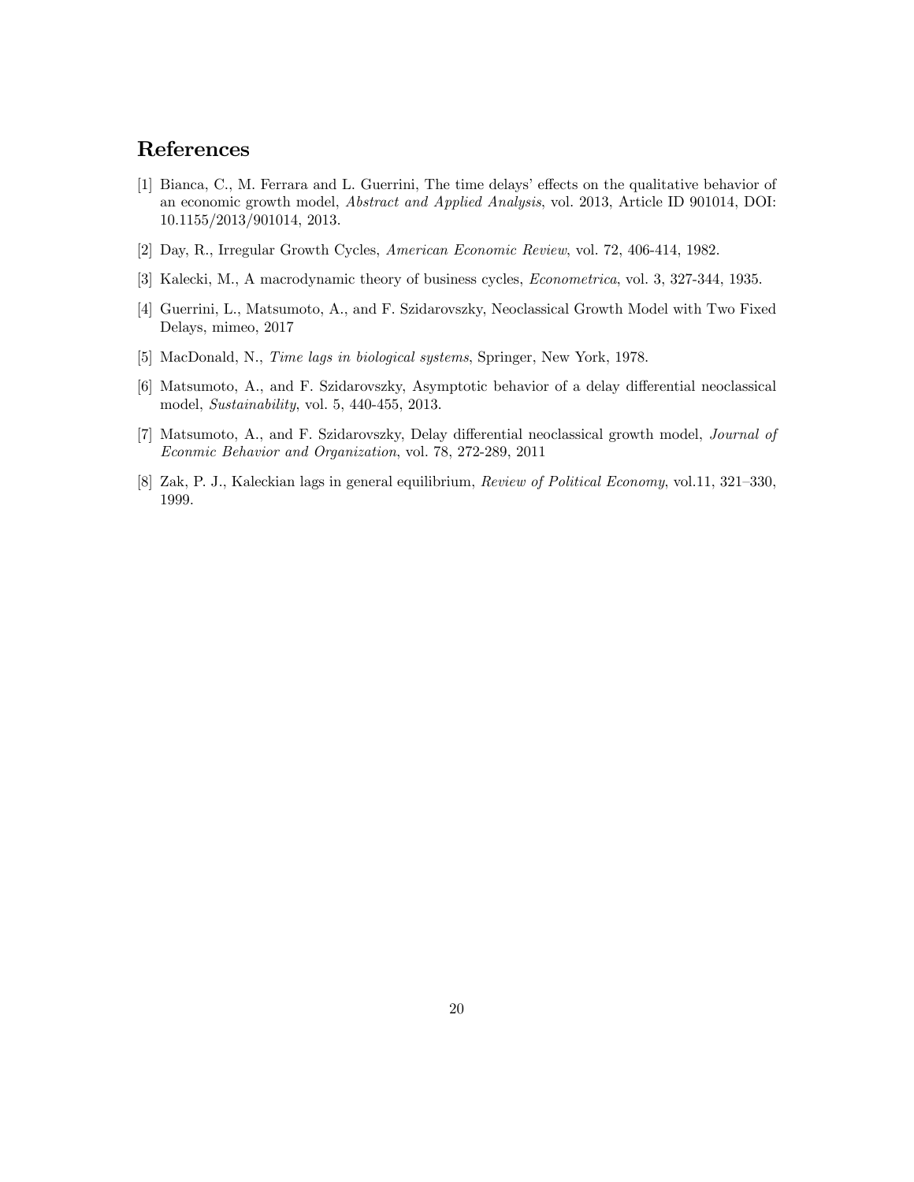# References

[1] Bianca, C., M. Ferrara and L. Guerrini, The time delays' effects on the qualitative behavior of an economic growth model, *Abstract and Applied Analysis*, vol. 2013, Article ID 901014, DOI: 10.1155/2013/901014, 2013.

[2] Day, R., Irregular Growth Cycles, *American Economic Review*, vol. 72, 406-414, 1982.

[3] Kalecki, M., A macrodynamic theory of business cycles, *Econometrica*, vol. 3, 327-344, 1935.

[4] Guerrini, L., Matsumoto, A., and F. Szidarovszky, Neoclassical Growth Model with Two Fixed Delays, mimeo, 2017

[5] MacDonald, N., *Time lags in biological systems*, Springer, New York, 1978.

[6] Matsumoto, A., and F. Szidarovszky, Asymptotic behavior of a delay differential neoclassical model, *Sustainability*, vol. 5, 440-455, 2013.

[7] Matsumoto, A., and F. Szidarovszky, Delay differential neoclassical growth model, *Journal of Econmic Behavior and Organization*, vol. 78, 272-289, 2011

[8] Zak, P. J., Kaleckian lags in general equilibrium, *Review of Political Economy*, vol.11, 321–330, 1999.